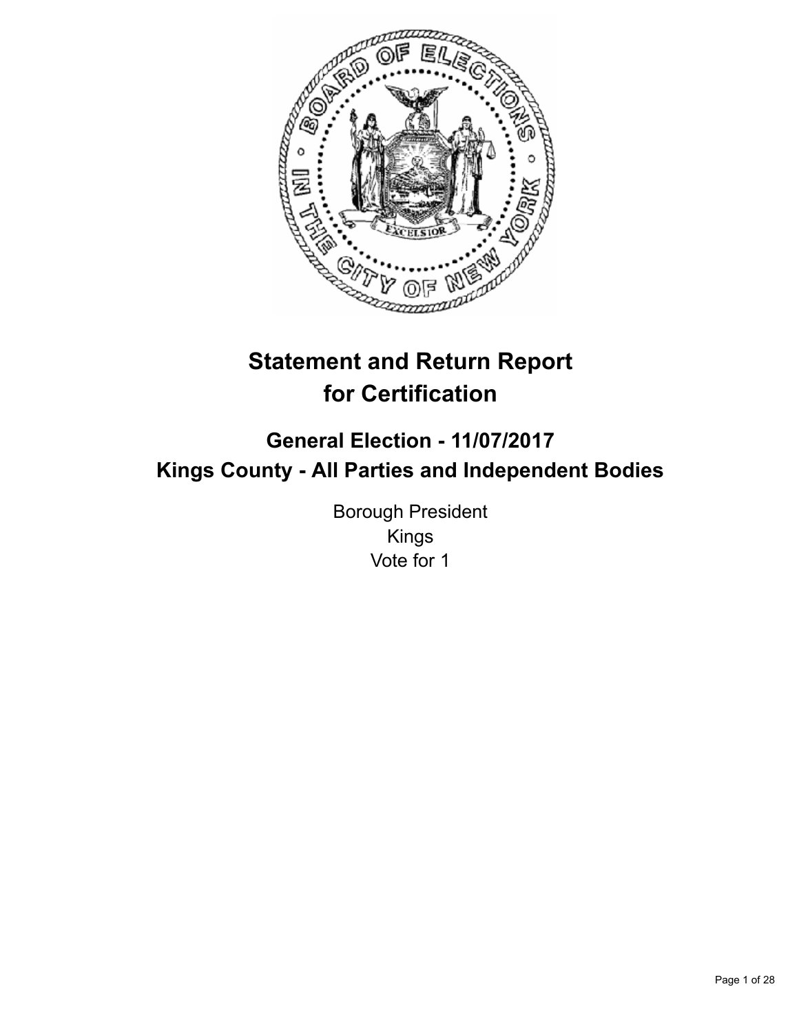# Statement and Return Report for Certification

## General Election - 11/07/2017

## Kings County - All Parties and Independent Bodies

Borough President
Kings
Vote for 1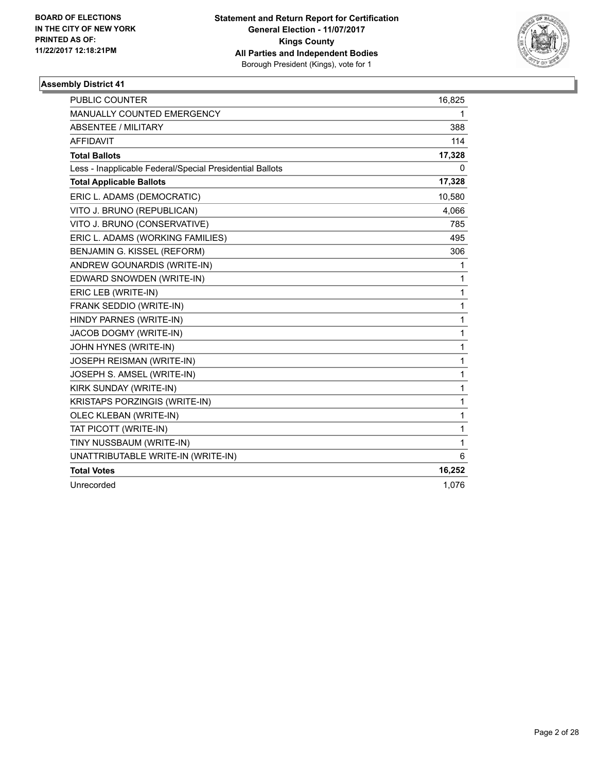BOARD OF ELECTIONS
IN THE CITY OF NEW YORK
PRINTED AS OF:
11/22/2017 12:18:21PM

**Statement and Return Report for Certification**
**General Election - 11/07/2017**
**Kings County**
**All Parties and Independent Bodies**
Borough President (Kings), vote for 1

### Assembly District 41

| | |
|---|---|
| PUBLIC COUNTER | 16,825 |
| MANUALLY COUNTED EMERGENCY | 1 |
| ABSENTEE / MILITARY | 388 |
| AFFIDAVIT | 114 |
| **Total Ballots** | **17,328** |
| Less - Inapplicable Federal/Special Presidential Ballots | 0 |
| **Total Applicable Ballots** | **17,328** |
| ERIC L. ADAMS (DEMOCRATIC) | 10,580 |
| VITO J. BRUNO (REPUBLICAN) | 4,066 |
| VITO J. BRUNO (CONSERVATIVE) | 785 |
| ERIC L. ADAMS (WORKING FAMILIES) | 495 |
| BENJAMIN G. KISSEL (REFORM) | 306 |
| ANDREW GOUNARDIS (WRITE-IN) | 1 |
| EDWARD SNOWDEN (WRITE-IN) | 1 |
| ERIC LEB (WRITE-IN) | 1 |
| FRANK SEDDIO (WRITE-IN) | 1 |
| HINDY PARNES (WRITE-IN) | 1 |
| JACOB DOGMY (WRITE-IN) | 1 |
| JOHN HYNES (WRITE-IN) | 1 |
| JOSEPH REISMAN (WRITE-IN) | 1 |
| JOSEPH S. AMSEL (WRITE-IN) | 1 |
| KIRK SUNDAY (WRITE-IN) | 1 |
| KRISTAPS PORZINGIS (WRITE-IN) | 1 |
| OLEC KLEBAN (WRITE-IN) | 1 |
| TAT PICOTT (WRITE-IN) | 1 |
| TINY NUSSBAUM (WRITE-IN) | 1 |
| UNATTRIBUTABLE WRITE-IN (WRITE-IN) | 6 |
| **Total Votes** | **16,252** |
| Unrecorded | 1,076 |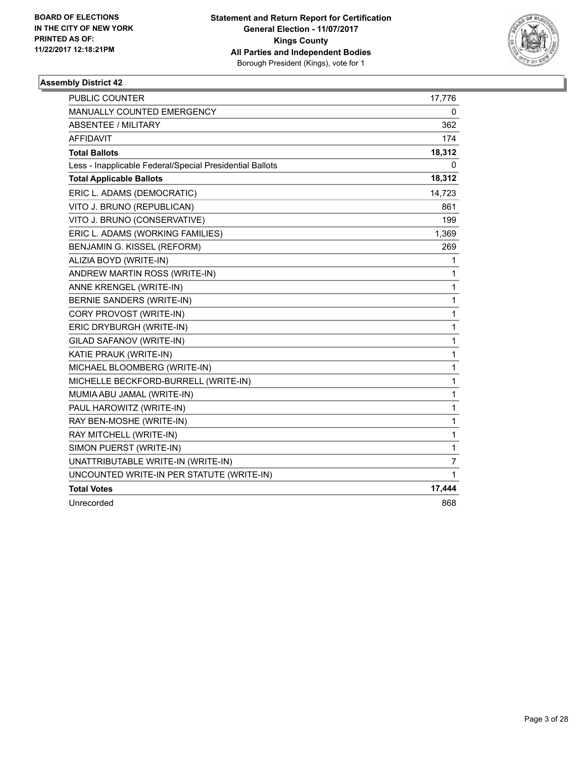BOARD OF ELECTIONS
IN THE CITY OF NEW YORK
PRINTED AS OF:
11/22/2017 12:18:21PM

**Statement and Return Report for Certification**
**General Election - 11/07/2017**
**Kings County**
**All Parties and Independent Bodies**
Borough President (Kings), vote for 1

### Assembly District 42

| | |
|---|---|
| PUBLIC COUNTER | 17,776 |
| MANUALLY COUNTED EMERGENCY | 0 |
| ABSENTEE / MILITARY | 362 |
| AFFIDAVIT | 174 |
| **Total Ballots** | **18,312** |
| Less - Inapplicable Federal/Special Presidential Ballots | 0 |
| **Total Applicable Ballots** | **18,312** |
| ERIC L. ADAMS (DEMOCRATIC) | 14,723 |
| VITO J. BRUNO (REPUBLICAN) | 861 |
| VITO J. BRUNO (CONSERVATIVE) | 199 |
| ERIC L. ADAMS (WORKING FAMILIES) | 1,369 |
| BENJAMIN G. KISSEL (REFORM) | 269 |
| ALIZIA BOYD (WRITE-IN) | 1 |
| ANDREW MARTIN ROSS (WRITE-IN) | 1 |
| ANNE KRENGEL (WRITE-IN) | 1 |
| BERNIE SANDERS (WRITE-IN) | 1 |
| CORY PROVOST (WRITE-IN) | 1 |
| ERIC DRYBURGH (WRITE-IN) | 1 |
| GILAD SAFANOV (WRITE-IN) | 1 |
| KATIE PRAUK (WRITE-IN) | 1 |
| MICHAEL BLOOMBERG (WRITE-IN) | 1 |
| MICHELLE BECKFORD-BURRELL (WRITE-IN) | 1 |
| MUMIA ABU JAMAL (WRITE-IN) | 1 |
| PAUL HAROWITZ (WRITE-IN) | 1 |
| RAY BEN-MOSHE (WRITE-IN) | 1 |
| RAY MITCHELL (WRITE-IN) | 1 |
| SIMON PUERST (WRITE-IN) | 1 |
| UNATTRIBUTABLE WRITE-IN (WRITE-IN) | 7 |
| UNCOUNTED WRITE-IN PER STATUTE (WRITE-IN) | 1 |
| **Total Votes** | **17,444** |
| Unrecorded | 868 |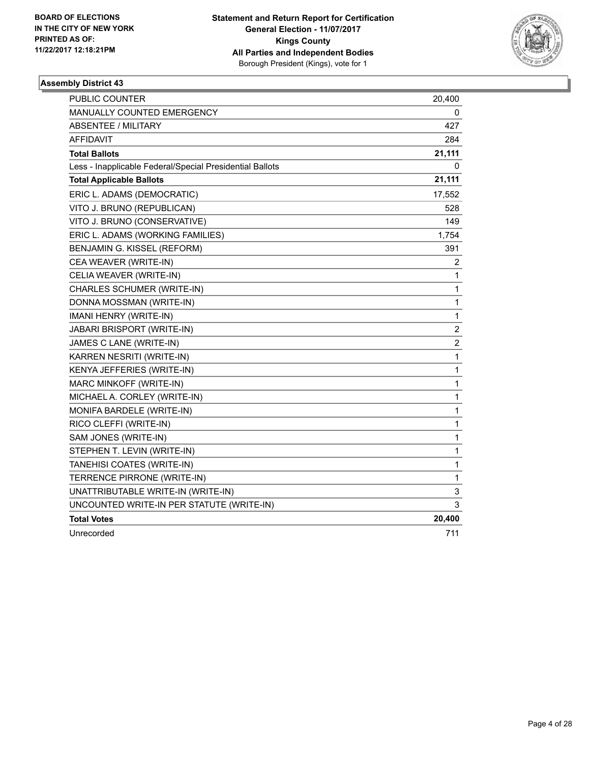BOARD OF ELECTIONS
IN THE CITY OF NEW YORK
PRINTED AS OF:
11/22/2017 12:18:21PM

**Statement and Return Report for Certification**
**General Election - 11/07/2017**
**Kings County**
**All Parties and Independent Bodies**
Borough President (Kings), vote for 1

### Assembly District 43

| | |
|---|---|
| PUBLIC COUNTER | 20,400 |
| MANUALLY COUNTED EMERGENCY | 0 |
| ABSENTEE / MILITARY | 427 |
| AFFIDAVIT | 284 |
| **Total Ballots** | **21,111** |
| Less - Inapplicable Federal/Special Presidential Ballots | 0 |
| **Total Applicable Ballots** | **21,111** |
| ERIC L. ADAMS (DEMOCRATIC) | 17,552 |
| VITO J. BRUNO (REPUBLICAN) | 528 |
| VITO J. BRUNO (CONSERVATIVE) | 149 |
| ERIC L. ADAMS (WORKING FAMILIES) | 1,754 |
| BENJAMIN G. KISSEL (REFORM) | 391 |
| CEA WEAVER (WRITE-IN) | 2 |
| CELIA WEAVER (WRITE-IN) | 1 |
| CHARLES SCHUMER (WRITE-IN) | 1 |
| DONNA MOSSMAN (WRITE-IN) | 1 |
| IMANI HENRY (WRITE-IN) | 1 |
| JABARI BRISPORT (WRITE-IN) | 2 |
| JAMES C LANE (WRITE-IN) | 2 |
| KARREN NESRITI (WRITE-IN) | 1 |
| KENYA JEFFERIES (WRITE-IN) | 1 |
| MARC MINKOFF (WRITE-IN) | 1 |
| MICHAEL A. CORLEY (WRITE-IN) | 1 |
| MONIFA BARDELE (WRITE-IN) | 1 |
| RICO CLEFFI (WRITE-IN) | 1 |
| SAM JONES (WRITE-IN) | 1 |
| STEPHEN T. LEVIN (WRITE-IN) | 1 |
| TANEHISI COATES (WRITE-IN) | 1 |
| TERRENCE PIRRONE (WRITE-IN) | 1 |
| UNATTRIBUTABLE WRITE-IN (WRITE-IN) | 3 |
| UNCOUNTED WRITE-IN PER STATUTE (WRITE-IN) | 3 |
| **Total Votes** | **20,400** |
| Unrecorded | 711 |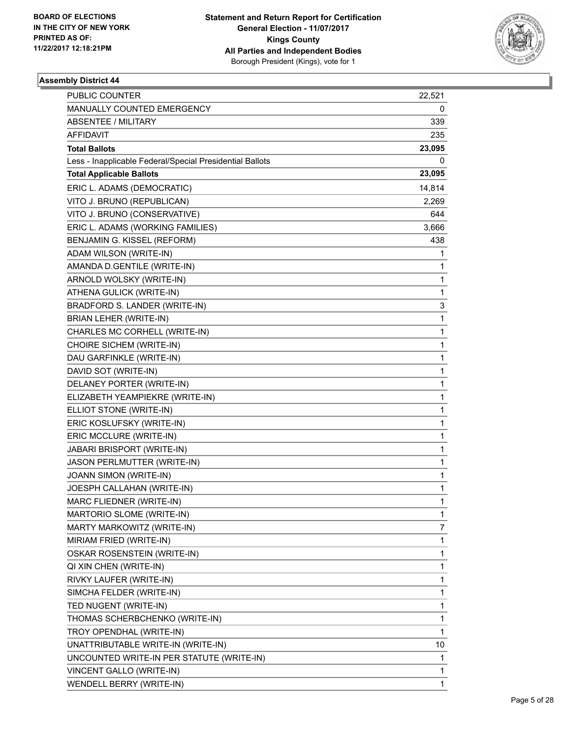BOARD OF ELECTIONS
IN THE CITY OF NEW YORK
PRINTED AS OF:
11/22/2017 12:18:21PM

**Statement and Return Report for Certification**
**General Election - 11/07/2017**
**Kings County**
**All Parties and Independent Bodies**
Borough President (Kings), vote for 1

### Assembly District 44

| | |
|---|---|
| PUBLIC COUNTER | 22,521 |
| MANUALLY COUNTED EMERGENCY | 0 |
| ABSENTEE / MILITARY | 339 |
| AFFIDAVIT | 235 |
| **Total Ballots** | **23,095** |
| Less - Inapplicable Federal/Special Presidential Ballots | 0 |
| **Total Applicable Ballots** | **23,095** |
| ERIC L. ADAMS (DEMOCRATIC) | 14,814 |
| VITO J. BRUNO (REPUBLICAN) | 2,269 |
| VITO J. BRUNO (CONSERVATIVE) | 644 |
| ERIC L. ADAMS (WORKING FAMILIES) | 3,666 |
| BENJAMIN G. KISSEL (REFORM) | 438 |
| ADAM WILSON (WRITE-IN) | 1 |
| AMANDA D.GENTILE (WRITE-IN) | 1 |
| ARNOLD WOLSKY (WRITE-IN) | 1 |
| ATHENA GULICK (WRITE-IN) | 1 |
| BRADFORD S. LANDER (WRITE-IN) | 3 |
| BRIAN LEHER (WRITE-IN) | 1 |
| CHARLES MC CORHELL (WRITE-IN) | 1 |
| CHOIRE SICHEM (WRITE-IN) | 1 |
| DAU GARFINKLE (WRITE-IN) | 1 |
| DAVID SOT (WRITE-IN) | 1 |
| DELANEY PORTER (WRITE-IN) | 1 |
| ELIZABETH YEAMPIEKRE (WRITE-IN) | 1 |
| ELLIOT STONE (WRITE-IN) | 1 |
| ERIC KOSLUFSKY (WRITE-IN) | 1 |
| ERIC MCCLURE (WRITE-IN) | 1 |
| JABARI BRISPORT (WRITE-IN) | 1 |
| JASON PERLMUTTER (WRITE-IN) | 1 |
| JOANN SIMON (WRITE-IN) | 1 |
| JOESPH CALLAHAN (WRITE-IN) | 1 |
| MARC FLIEDNER (WRITE-IN) | 1 |
| MARTORIO SLOME (WRITE-IN) | 1 |
| MARTY MARKOWITZ (WRITE-IN) | 7 |
| MIRIAM FRIED (WRITE-IN) | 1 |
| OSKAR ROSENSTEIN (WRITE-IN) | 1 |
| QI XIN CHEN (WRITE-IN) | 1 |
| RIVKY LAUFER (WRITE-IN) | 1 |
| SIMCHA FELDER (WRITE-IN) | 1 |
| TED NUGENT (WRITE-IN) | 1 |
| THOMAS SCHERBCHENKO (WRITE-IN) | 1 |
| TROY OPENDHAL (WRITE-IN) | 1 |
| UNATTRIBUTABLE WRITE-IN (WRITE-IN) | 10 |
| UNCOUNTED WRITE-IN PER STATUTE (WRITE-IN) | 1 |
| VINCENT GALLO (WRITE-IN) | 1 |
| WENDELL BERRY (WRITE-IN) | 1 |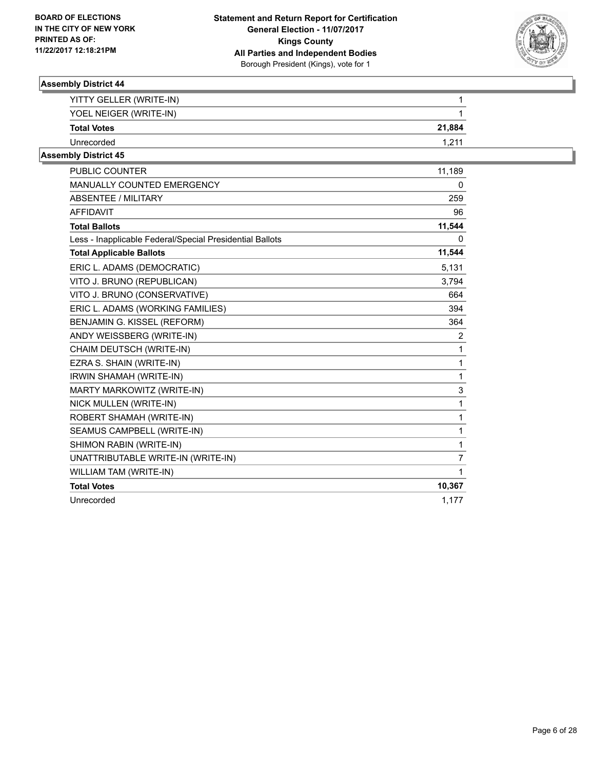### Assembly District 44

| | |
|---|---|
| YITTY GELLER (WRITE-IN) | 1 |
| YOEL NEIGER (WRITE-IN) | 1 |
| **Total Votes** | **21,884** |
| Unrecorded | 1,211 |

### Assembly District 45

| | |
|---|---|
| PUBLIC COUNTER | 11,189 |
| MANUALLY COUNTED EMERGENCY | 0 |
| ABSENTEE / MILITARY | 259 |
| AFFIDAVIT | 96 |
| **Total Ballots** | **11,544** |
| Less - Inapplicable Federal/Special Presidential Ballots | 0 |
| **Total Applicable Ballots** | **11,544** |
| ERIC L. ADAMS (DEMOCRATIC) | 5,131 |
| VITO J. BRUNO (REPUBLICAN) | 3,794 |
| VITO J. BRUNO (CONSERVATIVE) | 664 |
| ERIC L. ADAMS (WORKING FAMILIES) | 394 |
| BENJAMIN G. KISSEL (REFORM) | 364 |
| ANDY WEISSBERG (WRITE-IN) | 2 |
| CHAIM DEUTSCH (WRITE-IN) | 1 |
| EZRA S. SHAIN (WRITE-IN) | 1 |
| IRWIN SHAMAH (WRITE-IN) | 1 |
| MARTY MARKOWITZ (WRITE-IN) | 3 |
| NICK MULLEN (WRITE-IN) | 1 |
| ROBERT SHAMAH (WRITE-IN) | 1 |
| SEAMUS CAMPBELL (WRITE-IN) | 1 |
| SHIMON RABIN (WRITE-IN) | 1 |
| UNATTRIBUTABLE WRITE-IN (WRITE-IN) | 7 |
| WILLIAM TAM (WRITE-IN) | 1 |
| **Total Votes** | **10,367** |
| Unrecorded | 1,177 |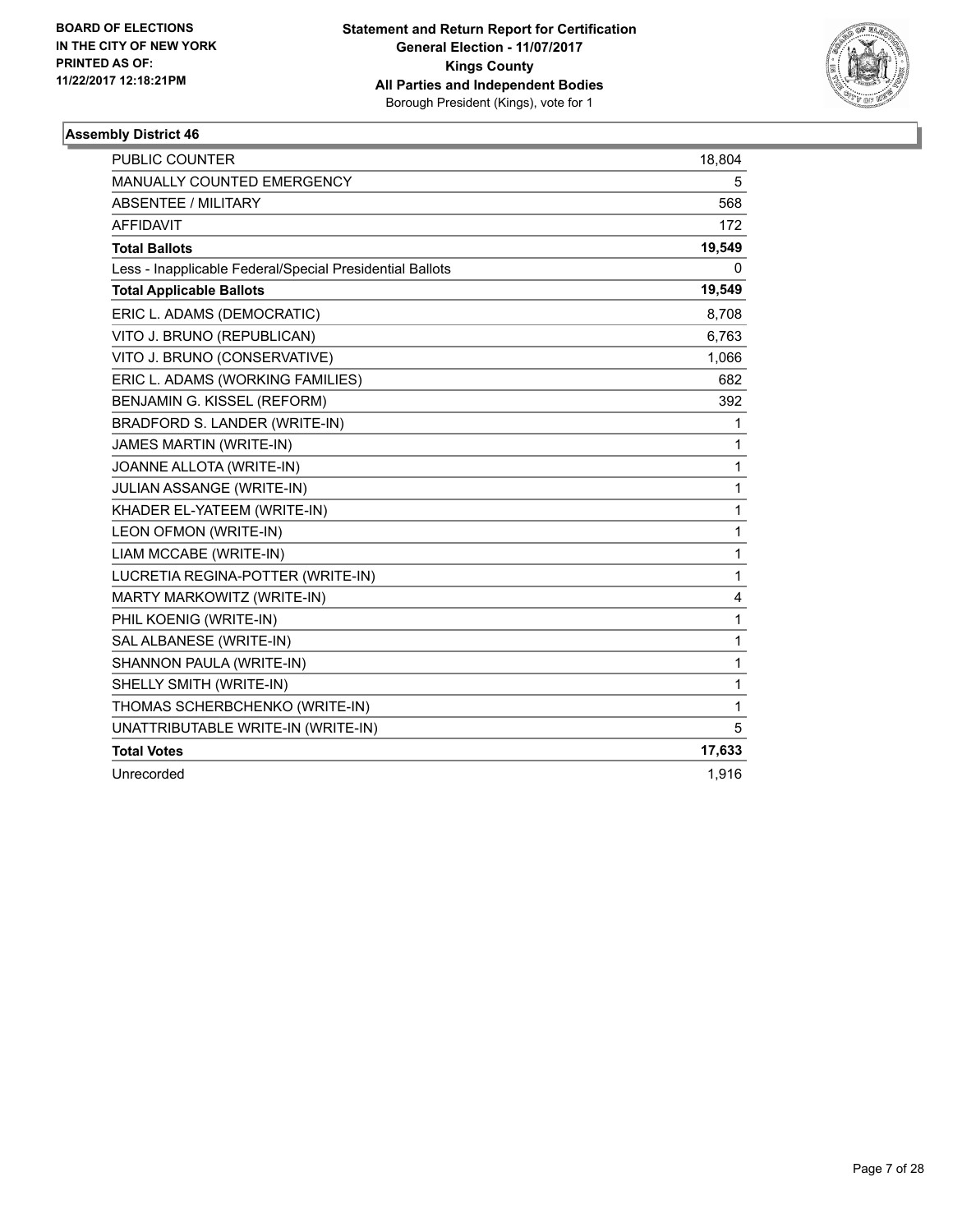**BOARD OF ELECTIONS IN THE CITY OF NEW YORK PRINTED AS OF: 11/22/2017 12:18:21PM**

**Statement and Return Report for Certification**
**General Election - 11/07/2017**
**Kings County**
**All Parties and Independent Bodies**
Borough President (Kings), vote for 1

### Assembly District 46

| | |
|---|---|
| PUBLIC COUNTER | 18,804 |
| MANUALLY COUNTED EMERGENCY | 5 |
| ABSENTEE / MILITARY | 568 |
| AFFIDAVIT | 172 |
| **Total Ballots** | **19,549** |
| Less - Inapplicable Federal/Special Presidential Ballots | 0 |
| **Total Applicable Ballots** | **19,549** |
| ERIC L. ADAMS (DEMOCRATIC) | 8,708 |
| VITO J. BRUNO (REPUBLICAN) | 6,763 |
| VITO J. BRUNO (CONSERVATIVE) | 1,066 |
| ERIC L. ADAMS (WORKING FAMILIES) | 682 |
| BENJAMIN G. KISSEL (REFORM) | 392 |
| BRADFORD S. LANDER (WRITE-IN) | 1 |
| JAMES MARTIN (WRITE-IN) | 1 |
| JOANNE ALLOTA (WRITE-IN) | 1 |
| JULIAN ASSANGE (WRITE-IN) | 1 |
| KHADER EL-YATEEM (WRITE-IN) | 1 |
| LEON OFMON (WRITE-IN) | 1 |
| LIAM MCCABE (WRITE-IN) | 1 |
| LUCRETIA REGINA-POTTER (WRITE-IN) | 1 |
| MARTY MARKOWITZ (WRITE-IN) | 4 |
| PHIL KOENIG (WRITE-IN) | 1 |
| SAL ALBANESE (WRITE-IN) | 1 |
| SHANNON PAULA (WRITE-IN) | 1 |
| SHELLY SMITH (WRITE-IN) | 1 |
| THOMAS SCHERBCHENKO (WRITE-IN) | 1 |
| UNATTRIBUTABLE WRITE-IN (WRITE-IN) | 5 |
| **Total Votes** | **17,633** |
| Unrecorded | 1,916 |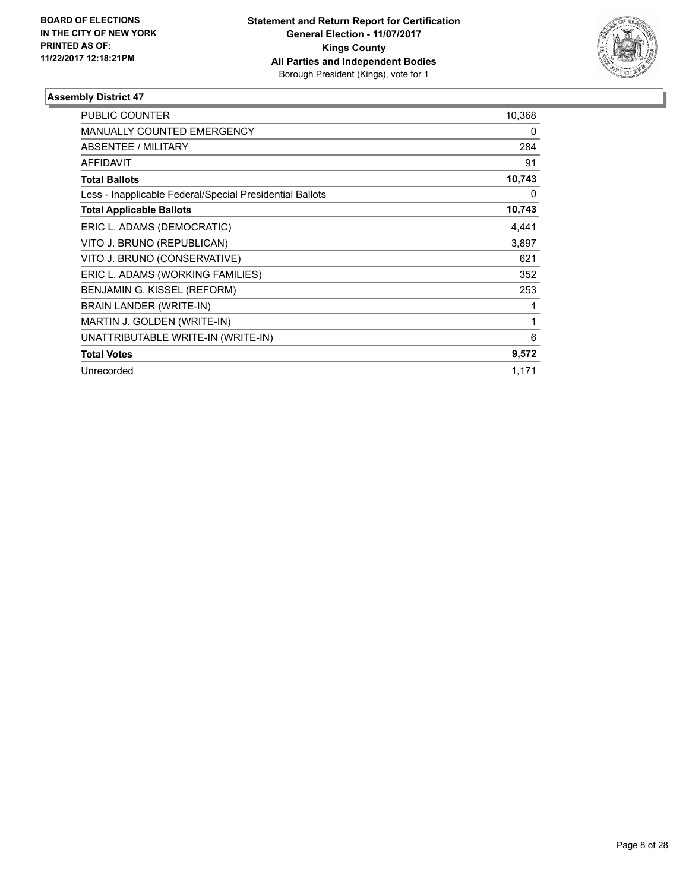**BOARD OF ELECTIONS IN THE CITY OF NEW YORK PRINTED AS OF: 11/22/2017 12:18:21PM**

**Statement and Return Report for Certification General Election - 11/07/2017 Kings County All Parties and Independent Bodies**
Borough President (Kings), vote for 1

### Assembly District 47

| | |
|---|---|
| PUBLIC COUNTER | 10,368 |
| MANUALLY COUNTED EMERGENCY | 0 |
| ABSENTEE / MILITARY | 284 |
| AFFIDAVIT | 91 |
| **Total Ballots** | **10,743** |
| Less - Inapplicable Federal/Special Presidential Ballots | 0 |
| **Total Applicable Ballots** | **10,743** |
| ERIC L. ADAMS (DEMOCRATIC) | 4,441 |
| VITO J. BRUNO (REPUBLICAN) | 3,897 |
| VITO J. BRUNO (CONSERVATIVE) | 621 |
| ERIC L. ADAMS (WORKING FAMILIES) | 352 |
| BENJAMIN G. KISSEL (REFORM) | 253 |
| BRAIN LANDER (WRITE-IN) | 1 |
| MARTIN J. GOLDEN (WRITE-IN) | 1 |
| UNATTRIBUTABLE WRITE-IN (WRITE-IN) | 6 |
| **Total Votes** | **9,572** |
| Unrecorded | 1,171 |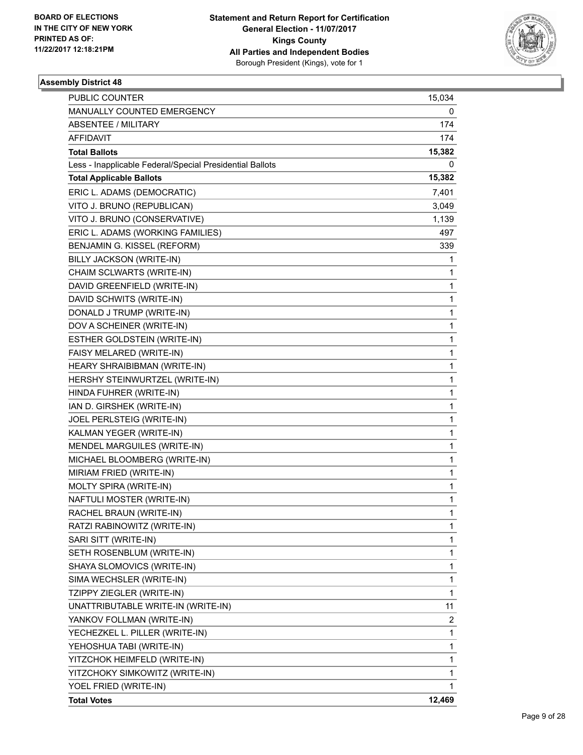BOARD OF ELECTIONS
IN THE CITY OF NEW YORK
PRINTED AS OF:
11/22/2017 12:18:21PM

**Statement and Return Report for Certification**
**General Election - 11/07/2017**
**Kings County**
**All Parties and Independent Bodies**
Borough President (Kings), vote for 1

### Assembly District 48

| | |
|---|---|
| PUBLIC COUNTER | 15,034 |
| MANUALLY COUNTED EMERGENCY | 0 |
| ABSENTEE / MILITARY | 174 |
| AFFIDAVIT | 174 |
| **Total Ballots** | **15,382** |
| Less - Inapplicable Federal/Special Presidential Ballots | 0 |
| **Total Applicable Ballots** | **15,382** |
| ERIC L. ADAMS (DEMOCRATIC) | 7,401 |
| VITO J. BRUNO (REPUBLICAN) | 3,049 |
| VITO J. BRUNO (CONSERVATIVE) | 1,139 |
| ERIC L. ADAMS (WORKING FAMILIES) | 497 |
| BENJAMIN G. KISSEL (REFORM) | 339 |
| BILLY JACKSON (WRITE-IN) | 1 |
| CHAIM SCLWARTS (WRITE-IN) | 1 |
| DAVID GREENFIELD (WRITE-IN) | 1 |
| DAVID SCHWITS (WRITE-IN) | 1 |
| DONALD J TRUMP (WRITE-IN) | 1 |
| DOV A SCHEINER (WRITE-IN) | 1 |
| ESTHER GOLDSTEIN (WRITE-IN) | 1 |
| FAISY MELARED (WRITE-IN) | 1 |
| HEARY SHRAIBIBMAN (WRITE-IN) | 1 |
| HERSHY STEINWURTZEL (WRITE-IN) | 1 |
| HINDA FUHRER (WRITE-IN) | 1 |
| IAN D. GIRSHEK (WRITE-IN) | 1 |
| JOEL PERLSTEIG (WRITE-IN) | 1 |
| KALMAN YEGER (WRITE-IN) | 1 |
| MENDEL MARGUILES (WRITE-IN) | 1 |
| MICHAEL BLOOMBERG (WRITE-IN) | 1 |
| MIRIAM FRIED (WRITE-IN) | 1 |
| MOLTY SPIRA (WRITE-IN) | 1 |
| NAFTULI MOSTER (WRITE-IN) | 1 |
| RACHEL BRAUN (WRITE-IN) | 1 |
| RATZI RABINOWITZ (WRITE-IN) | 1 |
| SARI SITT (WRITE-IN) | 1 |
| SETH ROSENBLUM (WRITE-IN) | 1 |
| SHAYA SLOMOVICS (WRITE-IN) | 1 |
| SIMA WECHSLER (WRITE-IN) | 1 |
| TZIPPY ZIEGLER (WRITE-IN) | 1 |
| UNATTRIBUTABLE WRITE-IN (WRITE-IN) | 11 |
| YANKOV FOLLMAN (WRITE-IN) | 2 |
| YECHEZKEL L. PILLER (WRITE-IN) | 1 |
| YEHOSHUA TABI (WRITE-IN) | 1 |
| YITZCHOK HEIMFELD (WRITE-IN) | 1 |
| YITZCHOKY SIMKOWITZ (WRITE-IN) | 1 |
| YOEL FRIED (WRITE-IN) | 1 |
| **Total Votes** | **12,469** |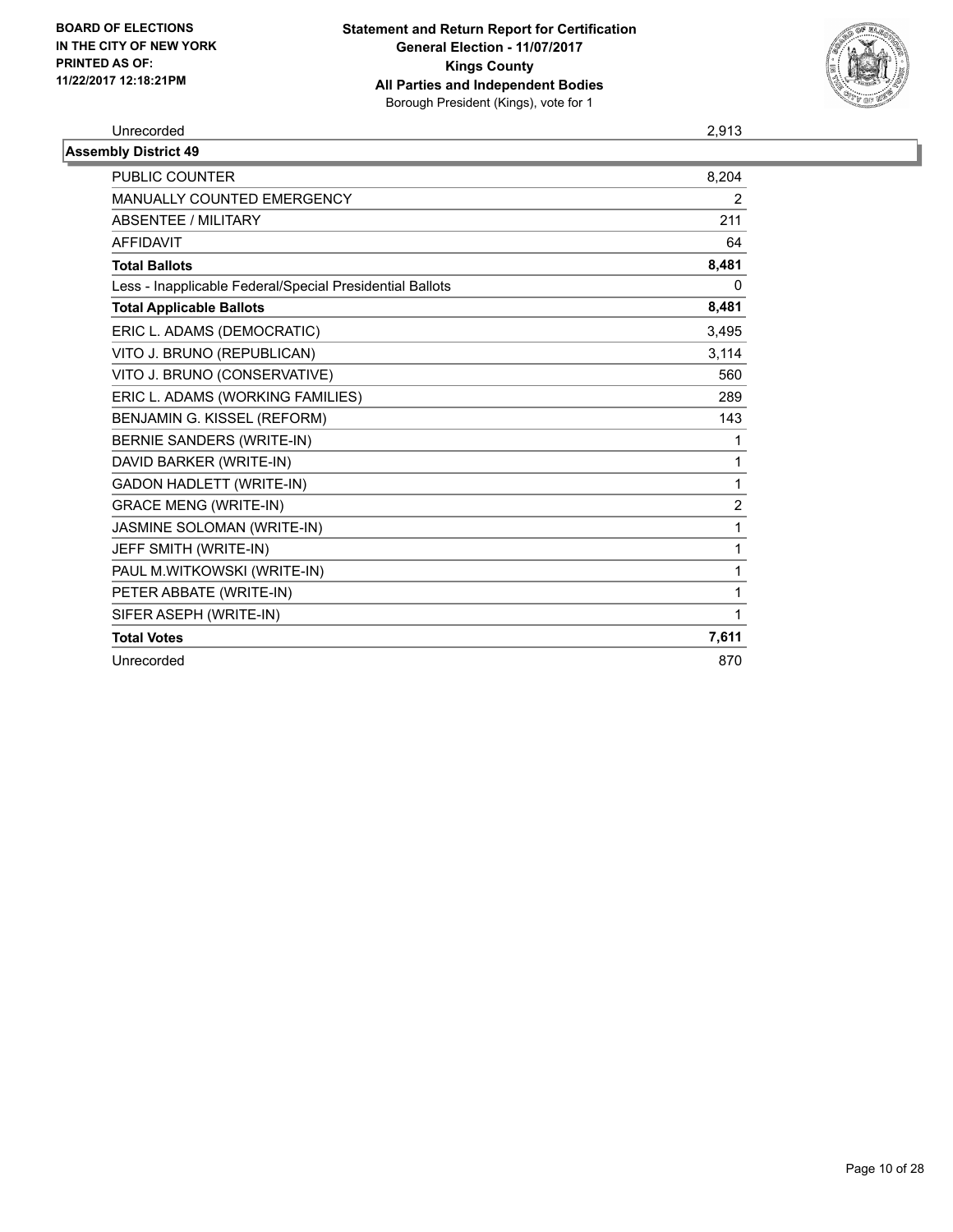**BOARD OF ELECTIONS IN THE CITY OF NEW YORK PRINTED AS OF: 11/22/2017 12:18:21PM**

**Statement and Return Report for Certification**
**General Election - 11/07/2017**
**Kings County**
**All Parties and Independent Bodies**
Borough President (Kings), vote for 1

| Unrecorded | 2,913 |
|---|---|

**Assembly District 49**

| | |
|---|---|
| PUBLIC COUNTER | 8,204 |
| MANUALLY COUNTED EMERGENCY | 2 |
| ABSENTEE / MILITARY | 211 |
| AFFIDAVIT | 64 |
| **Total Ballots** | **8,481** |
| Less - Inapplicable Federal/Special Presidential Ballots | 0 |
| **Total Applicable Ballots** | **8,481** |
| ERIC L. ADAMS (DEMOCRATIC) | 3,495 |
| VITO J. BRUNO (REPUBLICAN) | 3,114 |
| VITO J. BRUNO (CONSERVATIVE) | 560 |
| ERIC L. ADAMS (WORKING FAMILIES) | 289 |
| BENJAMIN G. KISSEL (REFORM) | 143 |
| BERNIE SANDERS (WRITE-IN) | 1 |
| DAVID BARKER (WRITE-IN) | 1 |
| GADON HADLETT (WRITE-IN) | 1 |
| GRACE MENG (WRITE-IN) | 2 |
| JASMINE SOLOMAN (WRITE-IN) | 1 |
| JEFF SMITH (WRITE-IN) | 1 |
| PAUL M.WITKOWSKI (WRITE-IN) | 1 |
| PETER ABBATE (WRITE-IN) | 1 |
| SIFER ASEPH (WRITE-IN) | 1 |
| **Total Votes** | **7,611** |
| Unrecorded | 870 |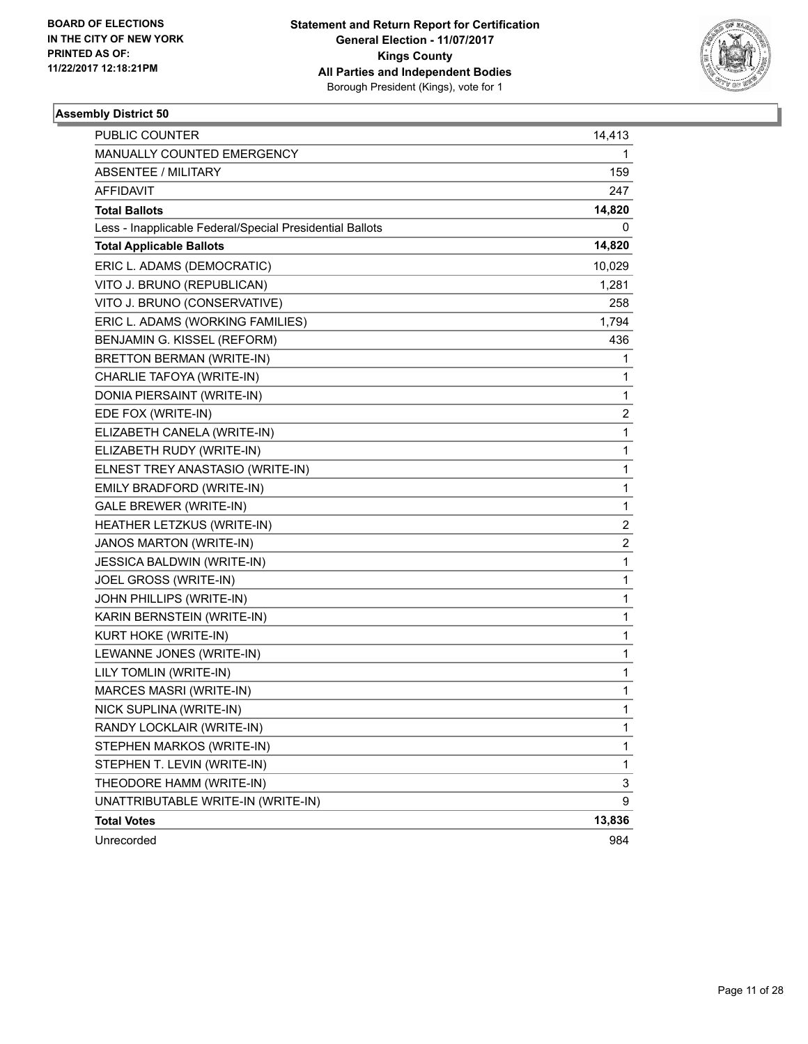**BOARD OF ELECTIONS IN THE CITY OF NEW YORK PRINTED AS OF: 11/22/2017 12:18:21PM**

**Statement and Return Report for Certification**
**General Election - 11/07/2017**
**Kings County**
**All Parties and Independent Bodies**
Borough President (Kings), vote for 1

### Assembly District 50

| | |
|---|---|
| PUBLIC COUNTER | 14,413 |
| MANUALLY COUNTED EMERGENCY | 1 |
| ABSENTEE / MILITARY | 159 |
| AFFIDAVIT | 247 |
| **Total Ballots** | **14,820** |
| Less - Inapplicable Federal/Special Presidential Ballots | 0 |
| **Total Applicable Ballots** | **14,820** |
| ERIC L. ADAMS (DEMOCRATIC) | 10,029 |
| VITO J. BRUNO (REPUBLICAN) | 1,281 |
| VITO J. BRUNO (CONSERVATIVE) | 258 |
| ERIC L. ADAMS (WORKING FAMILIES) | 1,794 |
| BENJAMIN G. KISSEL (REFORM) | 436 |
| BRETTON BERMAN (WRITE-IN) | 1 |
| CHARLIE TAFOYA (WRITE-IN) | 1 |
| DONIA PIERSAINT (WRITE-IN) | 1 |
| EDE FOX (WRITE-IN) | 2 |
| ELIZABETH CANELA (WRITE-IN) | 1 |
| ELIZABETH RUDY (WRITE-IN) | 1 |
| ELNEST TREY ANASTASIO (WRITE-IN) | 1 |
| EMILY BRADFORD (WRITE-IN) | 1 |
| GALE BREWER (WRITE-IN) | 1 |
| HEATHER LETZKUS (WRITE-IN) | 2 |
| JANOS MARTON (WRITE-IN) | 2 |
| JESSICA BALDWIN (WRITE-IN) | 1 |
| JOEL GROSS (WRITE-IN) | 1 |
| JOHN PHILLIPS (WRITE-IN) | 1 |
| KARIN BERNSTEIN (WRITE-IN) | 1 |
| KURT HOKE (WRITE-IN) | 1 |
| LEWANNE JONES (WRITE-IN) | 1 |
| LILY TOMLIN (WRITE-IN) | 1 |
| MARCES MASRI (WRITE-IN) | 1 |
| NICK SUPLINA (WRITE-IN) | 1 |
| RANDY LOCKLAIR (WRITE-IN) | 1 |
| STEPHEN MARKOS (WRITE-IN) | 1 |
| STEPHEN T. LEVIN (WRITE-IN) | 1 |
| THEODORE HAMM (WRITE-IN) | 3 |
| UNATTRIBUTABLE WRITE-IN (WRITE-IN) | 9 |
| **Total Votes** | **13,836** |
| Unrecorded | 984 |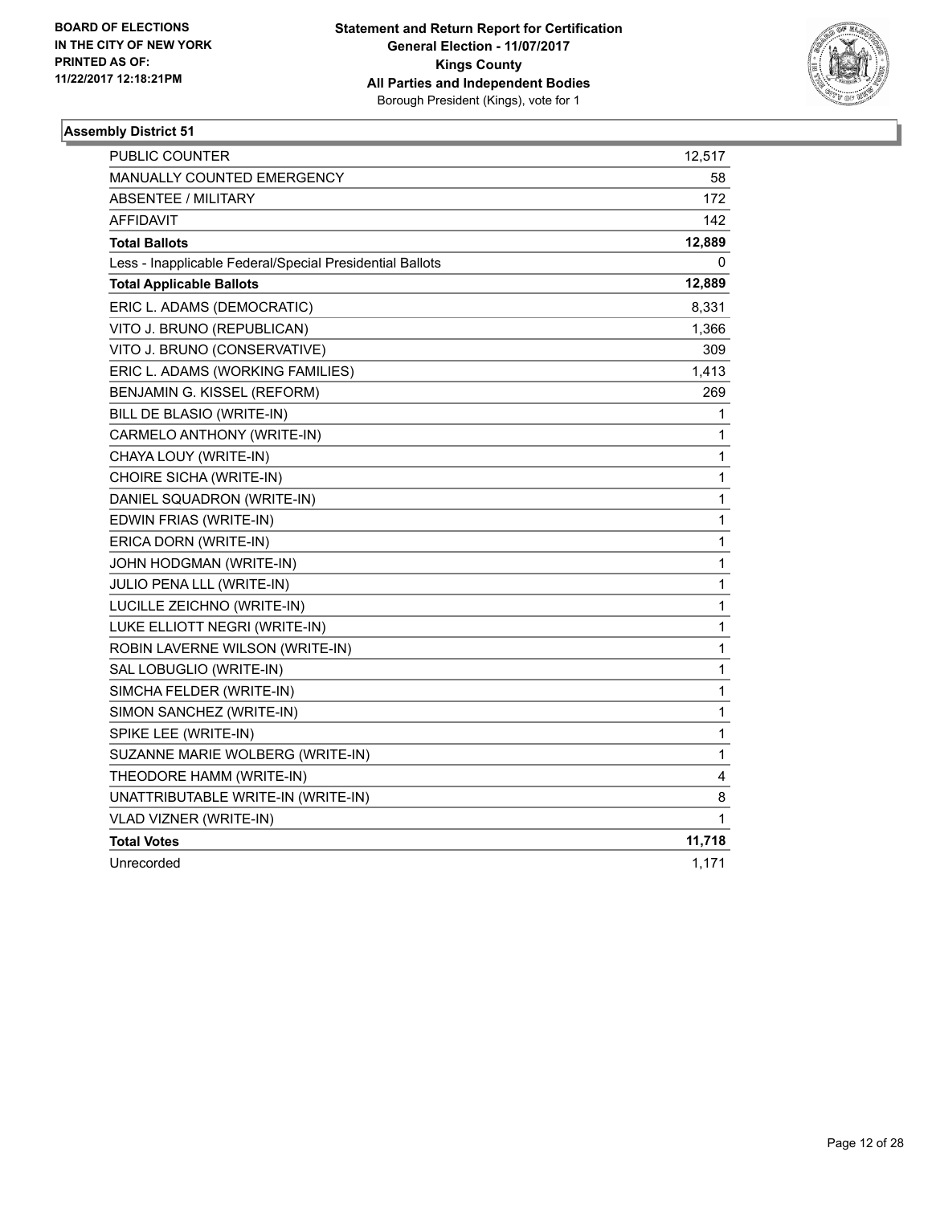BOARD OF ELECTIONS
IN THE CITY OF NEW YORK
PRINTED AS OF:
11/22/2017 12:18:21PM

**Statement and Return Report for Certification**
**General Election - 11/07/2017**
**Kings County**
**All Parties and Independent Bodies**
Borough President (Kings), vote for 1

### Assembly District 51

| | |
|---|---|
| PUBLIC COUNTER | 12,517 |
| MANUALLY COUNTED EMERGENCY | 58 |
| ABSENTEE / MILITARY | 172 |
| AFFIDAVIT | 142 |
| **Total Ballots** | **12,889** |
| Less - Inapplicable Federal/Special Presidential Ballots | 0 |
| **Total Applicable Ballots** | **12,889** |
| ERIC L. ADAMS (DEMOCRATIC) | 8,331 |
| VITO J. BRUNO (REPUBLICAN) | 1,366 |
| VITO J. BRUNO (CONSERVATIVE) | 309 |
| ERIC L. ADAMS (WORKING FAMILIES) | 1,413 |
| BENJAMIN G. KISSEL (REFORM) | 269 |
| BILL DE BLASIO (WRITE-IN) | 1 |
| CARMELO ANTHONY (WRITE-IN) | 1 |
| CHAYA LOUY (WRITE-IN) | 1 |
| CHOIRE SICHA (WRITE-IN) | 1 |
| DANIEL SQUADRON (WRITE-IN) | 1 |
| EDWIN FRIAS (WRITE-IN) | 1 |
| ERICA DORN (WRITE-IN) | 1 |
| JOHN HODGMAN (WRITE-IN) | 1 |
| JULIO PENA LLL (WRITE-IN) | 1 |
| LUCILLE ZEICHNO (WRITE-IN) | 1 |
| LUKE ELLIOTT NEGRI (WRITE-IN) | 1 |
| ROBIN LAVERNE WILSON (WRITE-IN) | 1 |
| SAL LOBUGLIO (WRITE-IN) | 1 |
| SIMCHA FELDER (WRITE-IN) | 1 |
| SIMON SANCHEZ (WRITE-IN) | 1 |
| SPIKE LEE (WRITE-IN) | 1 |
| SUZANNE MARIE WOLBERG (WRITE-IN) | 1 |
| THEODORE HAMM (WRITE-IN) | 4 |
| UNATTRIBUTABLE WRITE-IN (WRITE-IN) | 8 |
| VLAD VIZNER (WRITE-IN) | 1 |
| **Total Votes** | **11,718** |
| Unrecorded | 1,171 |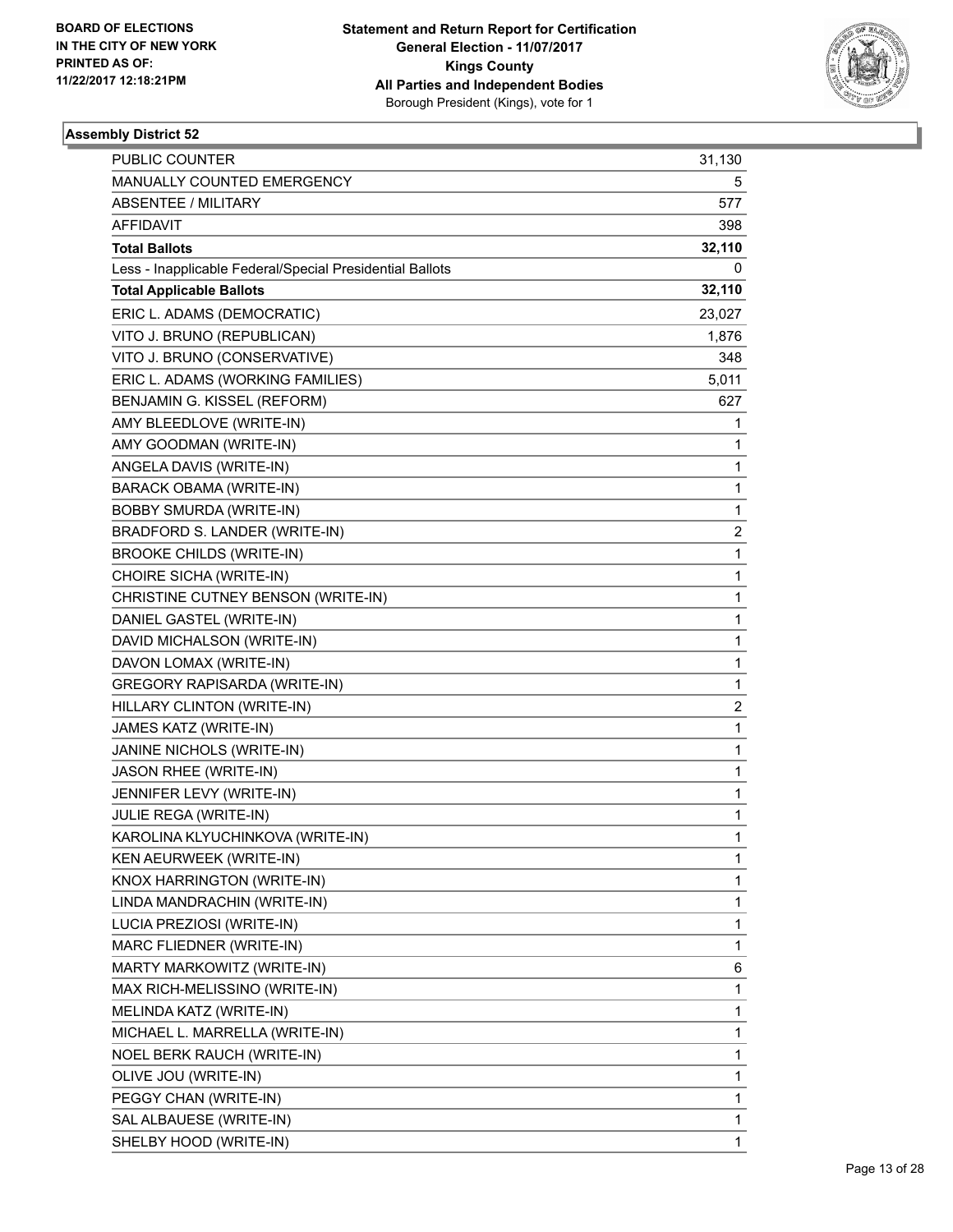BOARD OF ELECTIONS
IN THE CITY OF NEW YORK
PRINTED AS OF:
11/22/2017 12:18:21PM

**Statement and Return Report for Certification**
**General Election - 11/07/2017**
**Kings County**
**All Parties and Independent Bodies**
Borough President (Kings), vote for 1

### Assembly District 52

| | |
|---|---|
| PUBLIC COUNTER | 31,130 |
| MANUALLY COUNTED EMERGENCY | 5 |
| ABSENTEE / MILITARY | 577 |
| AFFIDAVIT | 398 |
| **Total Ballots** | **32,110** |
| Less - Inapplicable Federal/Special Presidential Ballots | 0 |
| **Total Applicable Ballots** | **32,110** |
| ERIC L. ADAMS (DEMOCRATIC) | 23,027 |
| VITO J. BRUNO (REPUBLICAN) | 1,876 |
| VITO J. BRUNO (CONSERVATIVE) | 348 |
| ERIC L. ADAMS (WORKING FAMILIES) | 5,011 |
| BENJAMIN G. KISSEL (REFORM) | 627 |
| AMY BLEEDLOVE (WRITE-IN) | 1 |
| AMY GOODMAN (WRITE-IN) | 1 |
| ANGELA DAVIS (WRITE-IN) | 1 |
| BARACK OBAMA (WRITE-IN) | 1 |
| BOBBY SMURDA (WRITE-IN) | 1 |
| BRADFORD S. LANDER (WRITE-IN) | 2 |
| BROOKE CHILDS (WRITE-IN) | 1 |
| CHOIRE SICHA (WRITE-IN) | 1 |
| CHRISTINE CUTNEY BENSON (WRITE-IN) | 1 |
| DANIEL GASTEL (WRITE-IN) | 1 |
| DAVID MICHALSON (WRITE-IN) | 1 |
| DAVON LOMAX (WRITE-IN) | 1 |
| GREGORY RAPISARDA (WRITE-IN) | 1 |
| HILLARY CLINTON (WRITE-IN) | 2 |
| JAMES KATZ (WRITE-IN) | 1 |
| JANINE NICHOLS (WRITE-IN) | 1 |
| JASON RHEE (WRITE-IN) | 1 |
| JENNIFER LEVY (WRITE-IN) | 1 |
| JULIE REGA (WRITE-IN) | 1 |
| KAROLINA KLYUCHINKOVA (WRITE-IN) | 1 |
| KEN AEURWEEK (WRITE-IN) | 1 |
| KNOX HARRINGTON (WRITE-IN) | 1 |
| LINDA MANDRACHIN (WRITE-IN) | 1 |
| LUCIA PREZIOSI (WRITE-IN) | 1 |
| MARC FLIEDNER (WRITE-IN) | 1 |
| MARTY MARKOWITZ (WRITE-IN) | 6 |
| MAX RICH-MELISSINO (WRITE-IN) | 1 |
| MELINDA KATZ (WRITE-IN) | 1 |
| MICHAEL L. MARRELLA (WRITE-IN) | 1 |
| NOEL BERK RAUCH (WRITE-IN) | 1 |
| OLIVE JOU (WRITE-IN) | 1 |
| PEGGY CHAN (WRITE-IN) | 1 |
| SAL ALBAUESE (WRITE-IN) | 1 |
| SHELBY HOOD (WRITE-IN) | 1 |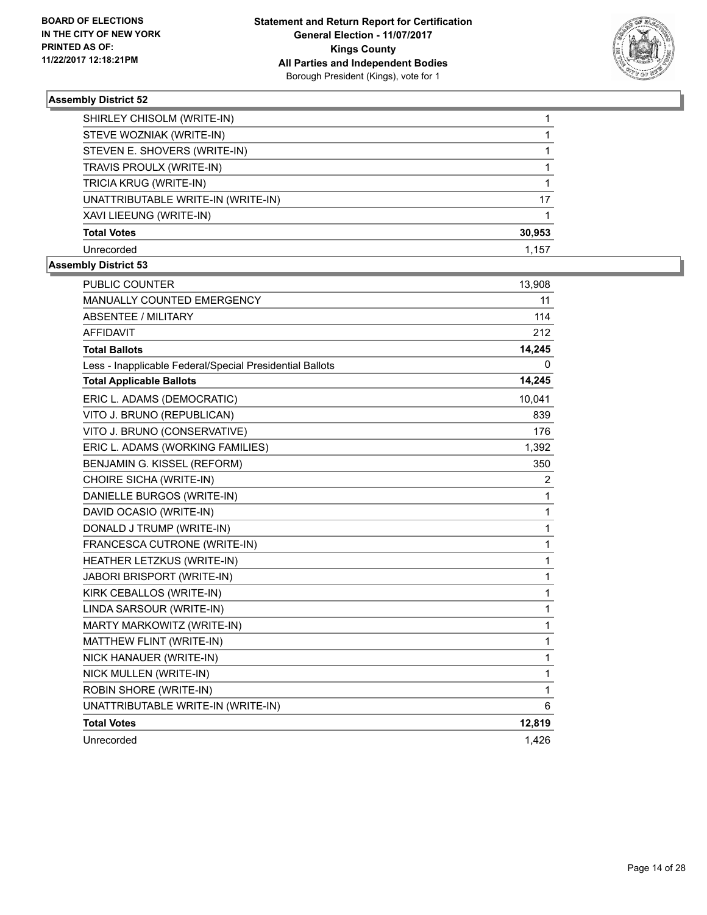BOARD OF ELECTIONS
IN THE CITY OF NEW YORK
PRINTED AS OF:
11/22/2017 12:18:21PM

**Statement and Return Report for Certification**
**General Election - 11/07/2017**
**Kings County**
**All Parties and Independent Bodies**
Borough President (Kings), vote for 1

### Assembly District 52

| | |
|---|---|
| SHIRLEY CHISOLM (WRITE-IN) | 1 |
| STEVE WOZNIAK (WRITE-IN) | 1 |
| STEVEN E. SHOVERS (WRITE-IN) | 1 |
| TRAVIS PROULX (WRITE-IN) | 1 |
| TRICIA KRUG (WRITE-IN) | 1 |
| UNATTRIBUTABLE WRITE-IN (WRITE-IN) | 17 |
| XAVI LIEEUNG (WRITE-IN) | 1 |
| **Total Votes** | **30,953** |
| Unrecorded | 1,157 |

### Assembly District 53

| | |
|---|---|
| PUBLIC COUNTER | 13,908 |
| MANUALLY COUNTED EMERGENCY | 11 |
| ABSENTEE / MILITARY | 114 |
| AFFIDAVIT | 212 |
| **Total Ballots** | **14,245** |
| Less - Inapplicable Federal/Special Presidential Ballots | 0 |
| **Total Applicable Ballots** | **14,245** |
| ERIC L. ADAMS (DEMOCRATIC) | 10,041 |
| VITO J. BRUNO (REPUBLICAN) | 839 |
| VITO J. BRUNO (CONSERVATIVE) | 176 |
| ERIC L. ADAMS (WORKING FAMILIES) | 1,392 |
| BENJAMIN G. KISSEL (REFORM) | 350 |
| CHOIRE SICHA (WRITE-IN) | 2 |
| DANIELLE BURGOS (WRITE-IN) | 1 |
| DAVID OCASIO (WRITE-IN) | 1 |
| DONALD J TRUMP (WRITE-IN) | 1 |
| FRANCESCA CUTRONE (WRITE-IN) | 1 |
| HEATHER LETZKUS (WRITE-IN) | 1 |
| JABORI BRISPORT (WRITE-IN) | 1 |
| KIRK CEBALLOS (WRITE-IN) | 1 |
| LINDA SARSOUR (WRITE-IN) | 1 |
| MARTY MARKOWITZ (WRITE-IN) | 1 |
| MATTHEW FLINT (WRITE-IN) | 1 |
| NICK HANAUER (WRITE-IN) | 1 |
| NICK MULLEN (WRITE-IN) | 1 |
| ROBIN SHORE (WRITE-IN) | 1 |
| UNATTRIBUTABLE WRITE-IN (WRITE-IN) | 6 |
| **Total Votes** | **12,819** |
| Unrecorded | 1,426 |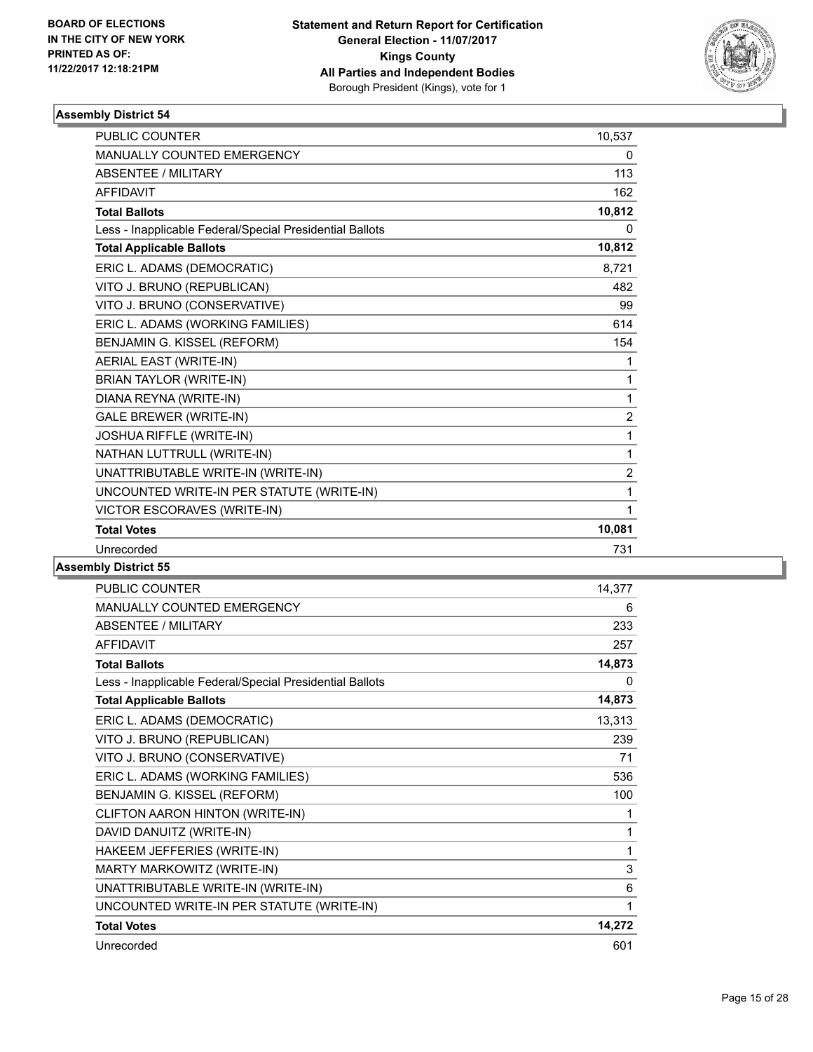BOARD OF ELECTIONS
IN THE CITY OF NEW YORK
PRINTED AS OF:
11/22/2017 12:18:21PM

**Statement and Return Report for Certification**
**General Election - 11/07/2017**
**Kings County**
**All Parties and Independent Bodies**
Borough President (Kings), vote for 1

### Assembly District 54

| | |
|---|---|
| PUBLIC COUNTER | 10,537 |
| MANUALLY COUNTED EMERGENCY | 0 |
| ABSENTEE / MILITARY | 113 |
| AFFIDAVIT | 162 |
| **Total Ballots** | **10,812** |
| Less - Inapplicable Federal/Special Presidential Ballots | 0 |
| **Total Applicable Ballots** | **10,812** |
| ERIC L. ADAMS (DEMOCRATIC) | 8,721 |
| VITO J. BRUNO (REPUBLICAN) | 482 |
| VITO J. BRUNO (CONSERVATIVE) | 99 |
| ERIC L. ADAMS (WORKING FAMILIES) | 614 |
| BENJAMIN G. KISSEL (REFORM) | 154 |
| AERIAL EAST (WRITE-IN) | 1 |
| BRIAN TAYLOR (WRITE-IN) | 1 |
| DIANA REYNA (WRITE-IN) | 1 |
| GALE BREWER (WRITE-IN) | 2 |
| JOSHUA RIFFLE (WRITE-IN) | 1 |
| NATHAN LUTTRULL (WRITE-IN) | 1 |
| UNATTRIBUTABLE WRITE-IN (WRITE-IN) | 2 |
| UNCOUNTED WRITE-IN PER STATUTE (WRITE-IN) | 1 |
| VICTOR ESCORAVES (WRITE-IN) | 1 |
| **Total Votes** | **10,081** |
| Unrecorded | 731 |

### Assembly District 55

| | |
|---|---|
| PUBLIC COUNTER | 14,377 |
| MANUALLY COUNTED EMERGENCY | 6 |
| ABSENTEE / MILITARY | 233 |
| AFFIDAVIT | 257 |
| **Total Ballots** | **14,873** |
| Less - Inapplicable Federal/Special Presidential Ballots | 0 |
| **Total Applicable Ballots** | **14,873** |
| ERIC L. ADAMS (DEMOCRATIC) | 13,313 |
| VITO J. BRUNO (REPUBLICAN) | 239 |
| VITO J. BRUNO (CONSERVATIVE) | 71 |
| ERIC L. ADAMS (WORKING FAMILIES) | 536 |
| BENJAMIN G. KISSEL (REFORM) | 100 |
| CLIFTON AARON HINTON (WRITE-IN) | 1 |
| DAVID DANUITZ (WRITE-IN) | 1 |
| HAKEEM JEFFERIES (WRITE-IN) | 1 |
| MARTY MARKOWITZ (WRITE-IN) | 3 |
| UNATTRIBUTABLE WRITE-IN (WRITE-IN) | 6 |
| UNCOUNTED WRITE-IN PER STATUTE (WRITE-IN) | 1 |
| **Total Votes** | **14,272** |
| Unrecorded | 601 |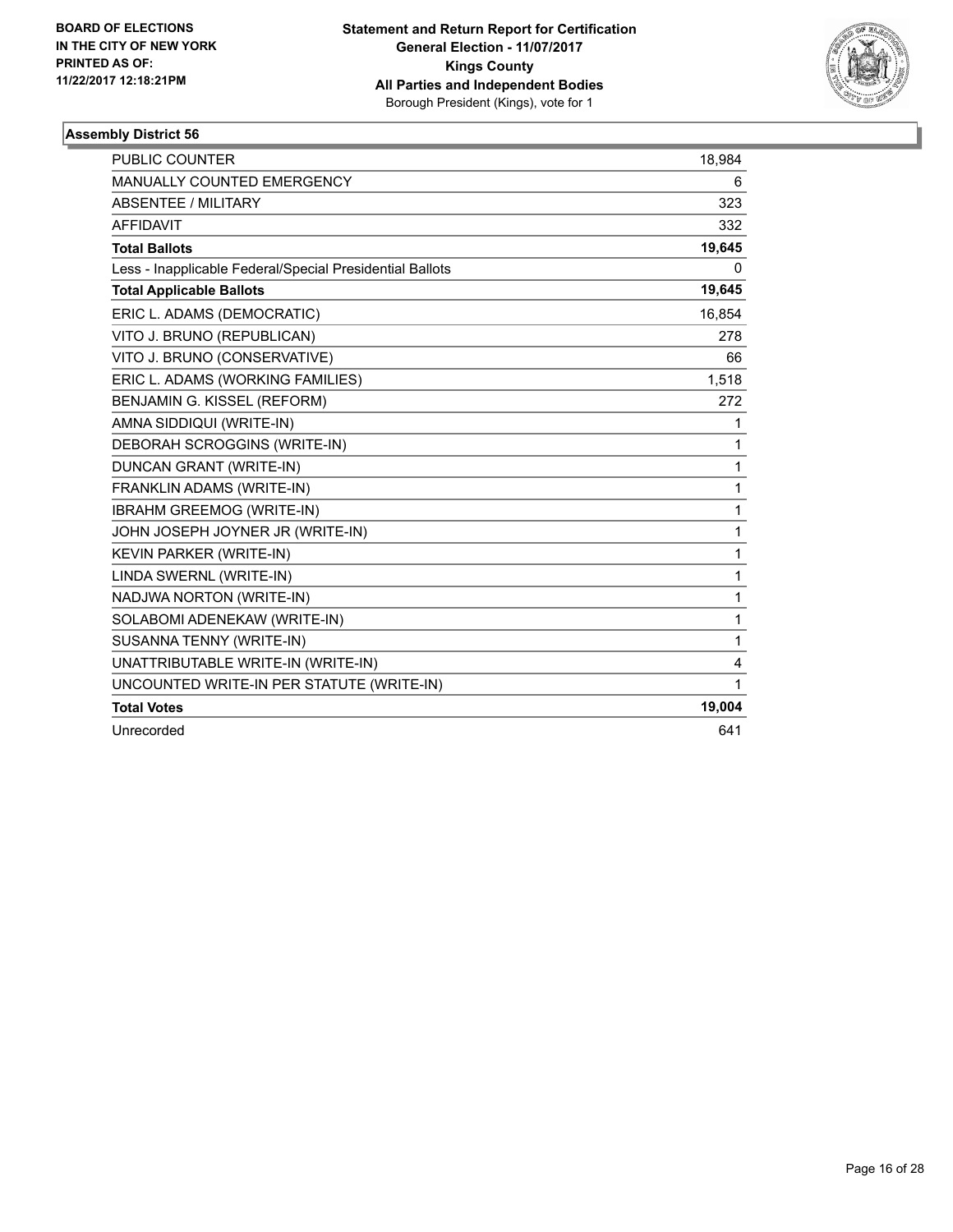**BOARD OF ELECTIONS IN THE CITY OF NEW YORK PRINTED AS OF: 11/22/2017 12:18:21PM**

**Statement and Return Report for Certification General Election - 11/07/2017 Kings County All Parties and Independent Bodies**
Borough President (Kings), vote for 1

### Assembly District 56

| | |
|---|---|
| PUBLIC COUNTER | 18,984 |
| MANUALLY COUNTED EMERGENCY | 6 |
| ABSENTEE / MILITARY | 323 |
| AFFIDAVIT | 332 |
| **Total Ballots** | **19,645** |
| Less - Inapplicable Federal/Special Presidential Ballots | 0 |
| **Total Applicable Ballots** | **19,645** |
| ERIC L. ADAMS (DEMOCRATIC) | 16,854 |
| VITO J. BRUNO (REPUBLICAN) | 278 |
| VITO J. BRUNO (CONSERVATIVE) | 66 |
| ERIC L. ADAMS (WORKING FAMILIES) | 1,518 |
| BENJAMIN G. KISSEL (REFORM) | 272 |
| AMNA SIDDIQUI (WRITE-IN) | 1 |
| DEBORAH SCROGGINS (WRITE-IN) | 1 |
| DUNCAN GRANT (WRITE-IN) | 1 |
| FRANKLIN ADAMS (WRITE-IN) | 1 |
| IBRAHM GREEMOG (WRITE-IN) | 1 |
| JOHN JOSEPH JOYNER JR (WRITE-IN) | 1 |
| KEVIN PARKER (WRITE-IN) | 1 |
| LINDA SWERNL (WRITE-IN) | 1 |
| NADJWA NORTON (WRITE-IN) | 1 |
| SOLABOMI ADENEKAW (WRITE-IN) | 1 |
| SUSANNA TENNY (WRITE-IN) | 1 |
| UNATTRIBUTABLE WRITE-IN (WRITE-IN) | 4 |
| UNCOUNTED WRITE-IN PER STATUTE (WRITE-IN) | 1 |
| **Total Votes** | **19,004** |
| Unrecorded | 641 |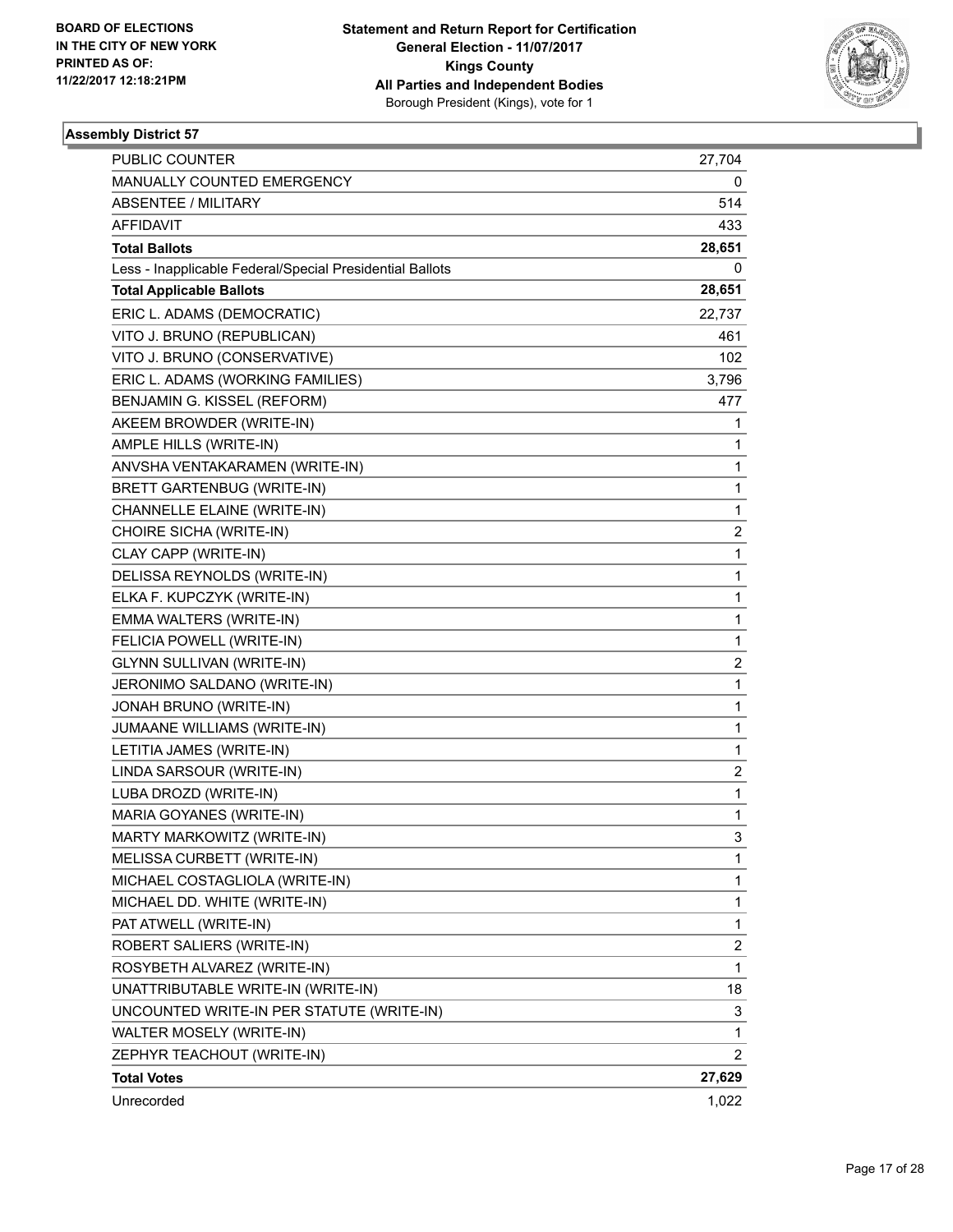BOARD OF ELECTIONS
IN THE CITY OF NEW YORK
PRINTED AS OF:
11/22/2017 12:18:21PM

**Statement and Return Report for Certification**
**General Election - 11/07/2017**
**Kings County**
**All Parties and Independent Bodies**
Borough President (Kings), vote for 1

### Assembly District 57

| | |
|---|---|
| PUBLIC COUNTER | 27,704 |
| MANUALLY COUNTED EMERGENCY | 0 |
| ABSENTEE / MILITARY | 514 |
| AFFIDAVIT | 433 |
| **Total Ballots** | **28,651** |
| Less - Inapplicable Federal/Special Presidential Ballots | 0 |
| **Total Applicable Ballots** | **28,651** |
| ERIC L. ADAMS (DEMOCRATIC) | 22,737 |
| VITO J. BRUNO (REPUBLICAN) | 461 |
| VITO J. BRUNO (CONSERVATIVE) | 102 |
| ERIC L. ADAMS (WORKING FAMILIES) | 3,796 |
| BENJAMIN G. KISSEL (REFORM) | 477 |
| AKEEM BROWDER (WRITE-IN) | 1 |
| AMPLE HILLS (WRITE-IN) | 1 |
| ANVSHA VENTAKARAMEN (WRITE-IN) | 1 |
| BRETT GARTENBUG (WRITE-IN) | 1 |
| CHANNELLE ELAINE (WRITE-IN) | 1 |
| CHOIRE SICHA (WRITE-IN) | 2 |
| CLAY CAPP (WRITE-IN) | 1 |
| DELISSA REYNOLDS (WRITE-IN) | 1 |
| ELKA F. KUPCZYK (WRITE-IN) | 1 |
| EMMA WALTERS (WRITE-IN) | 1 |
| FELICIA POWELL (WRITE-IN) | 1 |
| GLYNN SULLIVAN (WRITE-IN) | 2 |
| JERONIMO SALDANO (WRITE-IN) | 1 |
| JONAH BRUNO (WRITE-IN) | 1 |
| JUMAANE WILLIAMS (WRITE-IN) | 1 |
| LETITIA JAMES (WRITE-IN) | 1 |
| LINDA SARSOUR (WRITE-IN) | 2 |
| LUBA DROZD (WRITE-IN) | 1 |
| MARIA GOYANES (WRITE-IN) | 1 |
| MARTY MARKOWITZ (WRITE-IN) | 3 |
| MELISSA CURBETT (WRITE-IN) | 1 |
| MICHAEL COSTAGLIOLA (WRITE-IN) | 1 |
| MICHAEL DD. WHITE (WRITE-IN) | 1 |
| PAT ATWELL (WRITE-IN) | 1 |
| ROBERT SALIERS (WRITE-IN) | 2 |
| ROSYBETH ALVAREZ (WRITE-IN) | 1 |
| UNATTRIBUTABLE WRITE-IN (WRITE-IN) | 18 |
| UNCOUNTED WRITE-IN PER STATUTE (WRITE-IN) | 3 |
| WALTER MOSELY (WRITE-IN) | 1 |
| ZEPHYR TEACHOUT (WRITE-IN) | 2 |
| **Total Votes** | **27,629** |
| Unrecorded | 1,022 |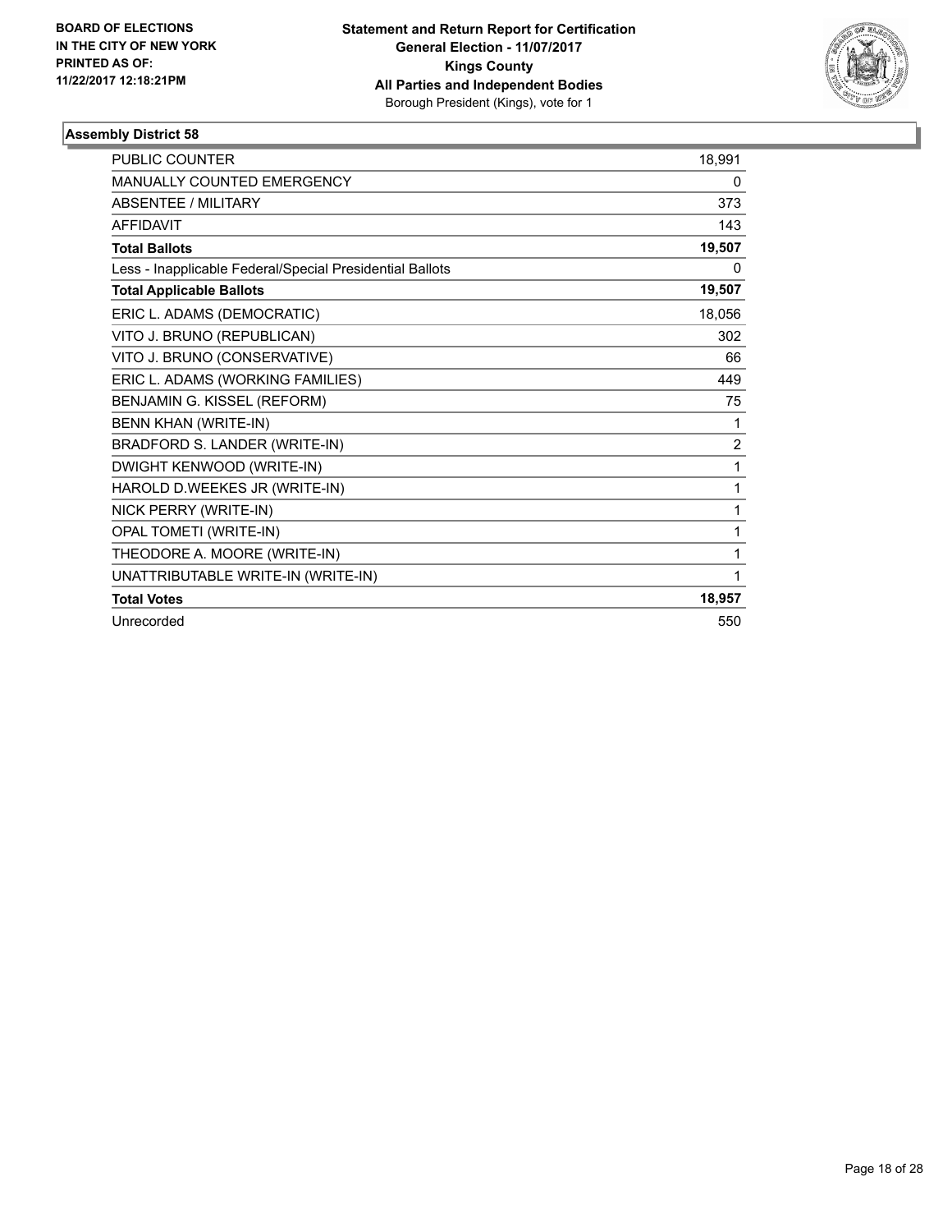**BOARD OF ELECTIONS IN THE CITY OF NEW YORK PRINTED AS OF: 11/22/2017 12:18:21PM**

**Statement and Return Report for Certification General Election - 11/07/2017 Kings County All Parties and Independent Bodies**
Borough President (Kings), vote for 1

### Assembly District 58

| | |
|---|---|
| PUBLIC COUNTER | 18,991 |
| MANUALLY COUNTED EMERGENCY | 0 |
| ABSENTEE / MILITARY | 373 |
| AFFIDAVIT | 143 |
| **Total Ballots** | **19,507** |
| Less - Inapplicable Federal/Special Presidential Ballots | 0 |
| **Total Applicable Ballots** | **19,507** |
| ERIC L. ADAMS (DEMOCRATIC) | 18,056 |
| VITO J. BRUNO (REPUBLICAN) | 302 |
| VITO J. BRUNO (CONSERVATIVE) | 66 |
| ERIC L. ADAMS (WORKING FAMILIES) | 449 |
| BENJAMIN G. KISSEL (REFORM) | 75 |
| BENN KHAN (WRITE-IN) | 1 |
| BRADFORD S. LANDER (WRITE-IN) | 2 |
| DWIGHT KENWOOD (WRITE-IN) | 1 |
| HAROLD D.WEEKES JR (WRITE-IN) | 1 |
| NICK PERRY (WRITE-IN) | 1 |
| OPAL TOMETI (WRITE-IN) | 1 |
| THEODORE A. MOORE (WRITE-IN) | 1 |
| UNATTRIBUTABLE WRITE-IN (WRITE-IN) | 1 |
| **Total Votes** | **18,957** |
| Unrecorded | 550 |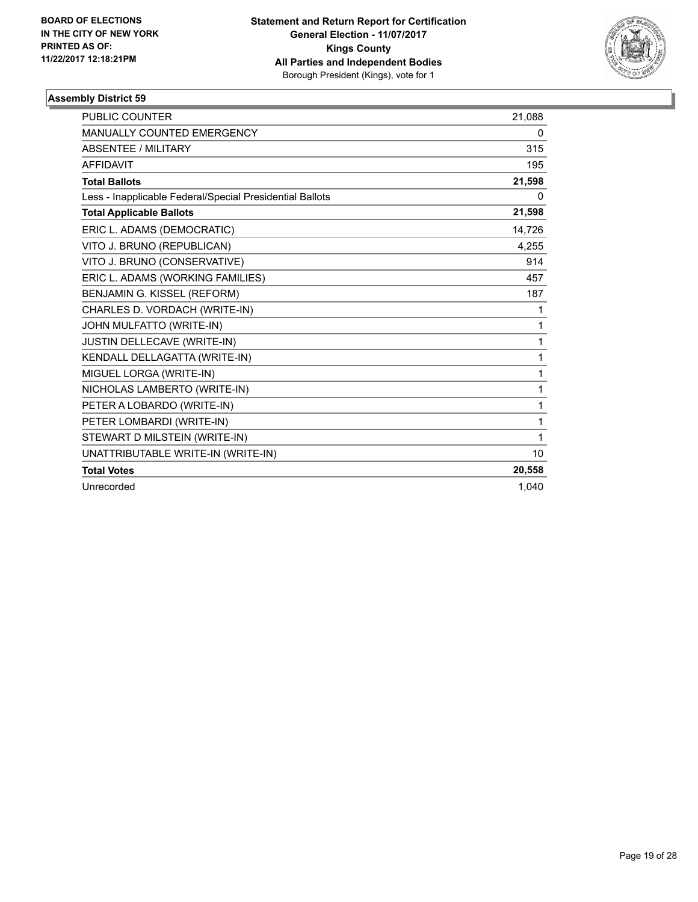BOARD OF ELECTIONS
IN THE CITY OF NEW YORK
PRINTED AS OF:
11/22/2017 12:18:21PM

**Statement and Return Report for Certification**
**General Election - 11/07/2017**
**Kings County**
**All Parties and Independent Bodies**
Borough President (Kings), vote for 1

### Assembly District 59

| | |
|---|---|
| PUBLIC COUNTER | 21,088 |
| MANUALLY COUNTED EMERGENCY | 0 |
| ABSENTEE / MILITARY | 315 |
| AFFIDAVIT | 195 |
| **Total Ballots** | **21,598** |
| Less - Inapplicable Federal/Special Presidential Ballots | 0 |
| **Total Applicable Ballots** | **21,598** |
| ERIC L. ADAMS (DEMOCRATIC) | 14,726 |
| VITO J. BRUNO (REPUBLICAN) | 4,255 |
| VITO J. BRUNO (CONSERVATIVE) | 914 |
| ERIC L. ADAMS (WORKING FAMILIES) | 457 |
| BENJAMIN G. KISSEL (REFORM) | 187 |
| CHARLES D. VORDACH (WRITE-IN) | 1 |
| JOHN MULFATTO (WRITE-IN) | 1 |
| JUSTIN DELLECAVE (WRITE-IN) | 1 |
| KENDALL DELLAGATTA (WRITE-IN) | 1 |
| MIGUEL LORGA (WRITE-IN) | 1 |
| NICHOLAS LAMBERTO (WRITE-IN) | 1 |
| PETER A LOBARDO (WRITE-IN) | 1 |
| PETER LOMBARDI (WRITE-IN) | 1 |
| STEWART D MILSTEIN (WRITE-IN) | 1 |
| UNATTRIBUTABLE WRITE-IN (WRITE-IN) | 10 |
| **Total Votes** | **20,558** |
| Unrecorded | 1,040 |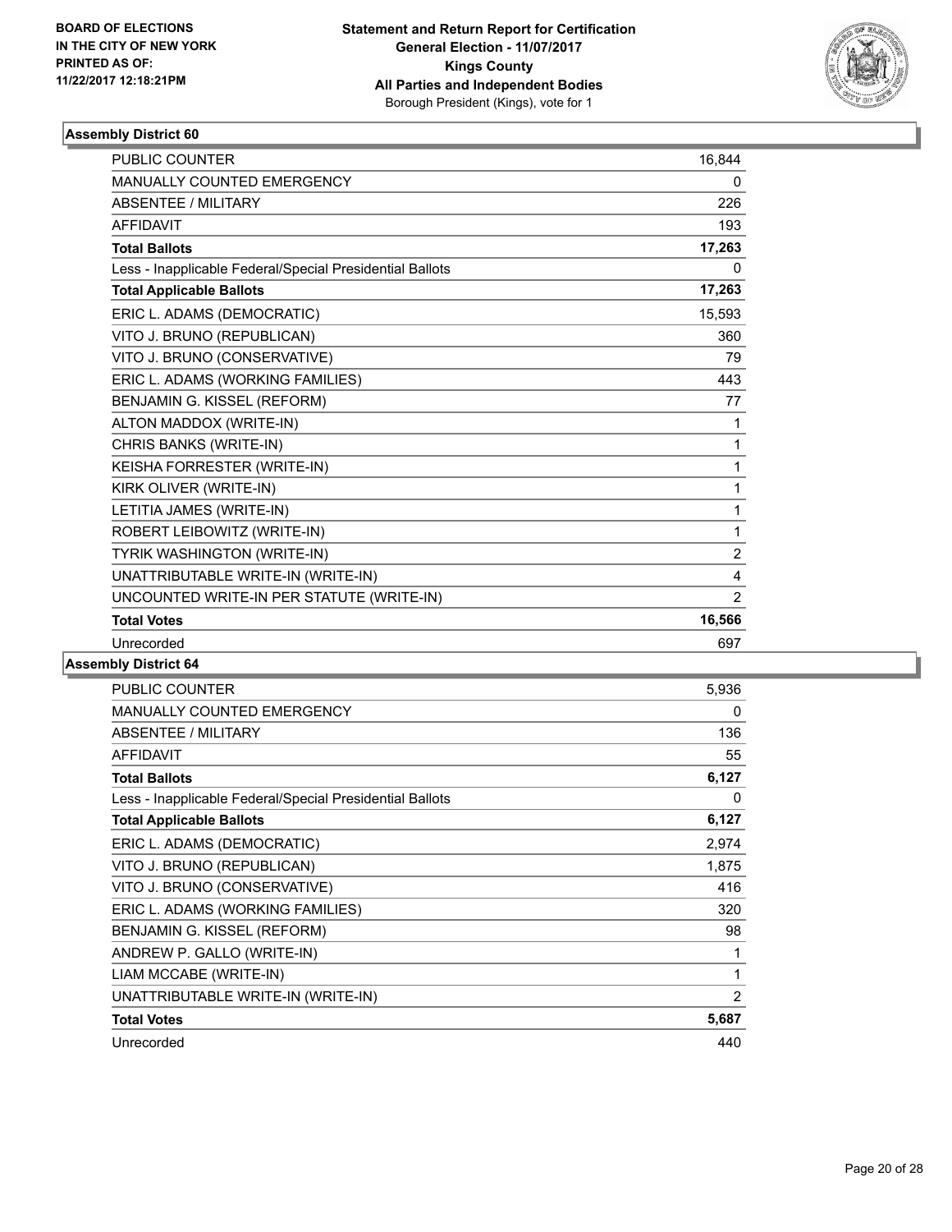BOARD OF ELECTIONS
IN THE CITY OF NEW YORK
PRINTED AS OF:
11/22/2017 12:18:21PM

**Statement and Return Report for Certification**
**General Election - 11/07/2017**
**Kings County**
**All Parties and Independent Bodies**
Borough President (Kings), vote for 1

### Assembly District 60

| | |
|---|---|
| PUBLIC COUNTER | 16,844 |
| MANUALLY COUNTED EMERGENCY | 0 |
| ABSENTEE / MILITARY | 226 |
| AFFIDAVIT | 193 |
| **Total Ballots** | **17,263** |
| Less - Inapplicable Federal/Special Presidential Ballots | 0 |
| **Total Applicable Ballots** | **17,263** |
| ERIC L. ADAMS (DEMOCRATIC) | 15,593 |
| VITO J. BRUNO (REPUBLICAN) | 360 |
| VITO J. BRUNO (CONSERVATIVE) | 79 |
| ERIC L. ADAMS (WORKING FAMILIES) | 443 |
| BENJAMIN G. KISSEL (REFORM) | 77 |
| ALTON MADDOX (WRITE-IN) | 1 |
| CHRIS BANKS (WRITE-IN) | 1 |
| KEISHA FORRESTER (WRITE-IN) | 1 |
| KIRK OLIVER (WRITE-IN) | 1 |
| LETITIA JAMES (WRITE-IN) | 1 |
| ROBERT LEIBOWITZ (WRITE-IN) | 1 |
| TYRIK WASHINGTON (WRITE-IN) | 2 |
| UNATTRIBUTABLE WRITE-IN (WRITE-IN) | 4 |
| UNCOUNTED WRITE-IN PER STATUTE (WRITE-IN) | 2 |
| **Total Votes** | **16,566** |
| Unrecorded | 697 |

### Assembly District 64

| | |
|---|---|
| PUBLIC COUNTER | 5,936 |
| MANUALLY COUNTED EMERGENCY | 0 |
| ABSENTEE / MILITARY | 136 |
| AFFIDAVIT | 55 |
| **Total Ballots** | **6,127** |
| Less - Inapplicable Federal/Special Presidential Ballots | 0 |
| **Total Applicable Ballots** | **6,127** |
| ERIC L. ADAMS (DEMOCRATIC) | 2,974 |
| VITO J. BRUNO (REPUBLICAN) | 1,875 |
| VITO J. BRUNO (CONSERVATIVE) | 416 |
| ERIC L. ADAMS (WORKING FAMILIES) | 320 |
| BENJAMIN G. KISSEL (REFORM) | 98 |
| ANDREW P. GALLO (WRITE-IN) | 1 |
| LIAM MCCABE (WRITE-IN) | 1 |
| UNATTRIBUTABLE WRITE-IN (WRITE-IN) | 2 |
| **Total Votes** | **5,687** |
| Unrecorded | 440 |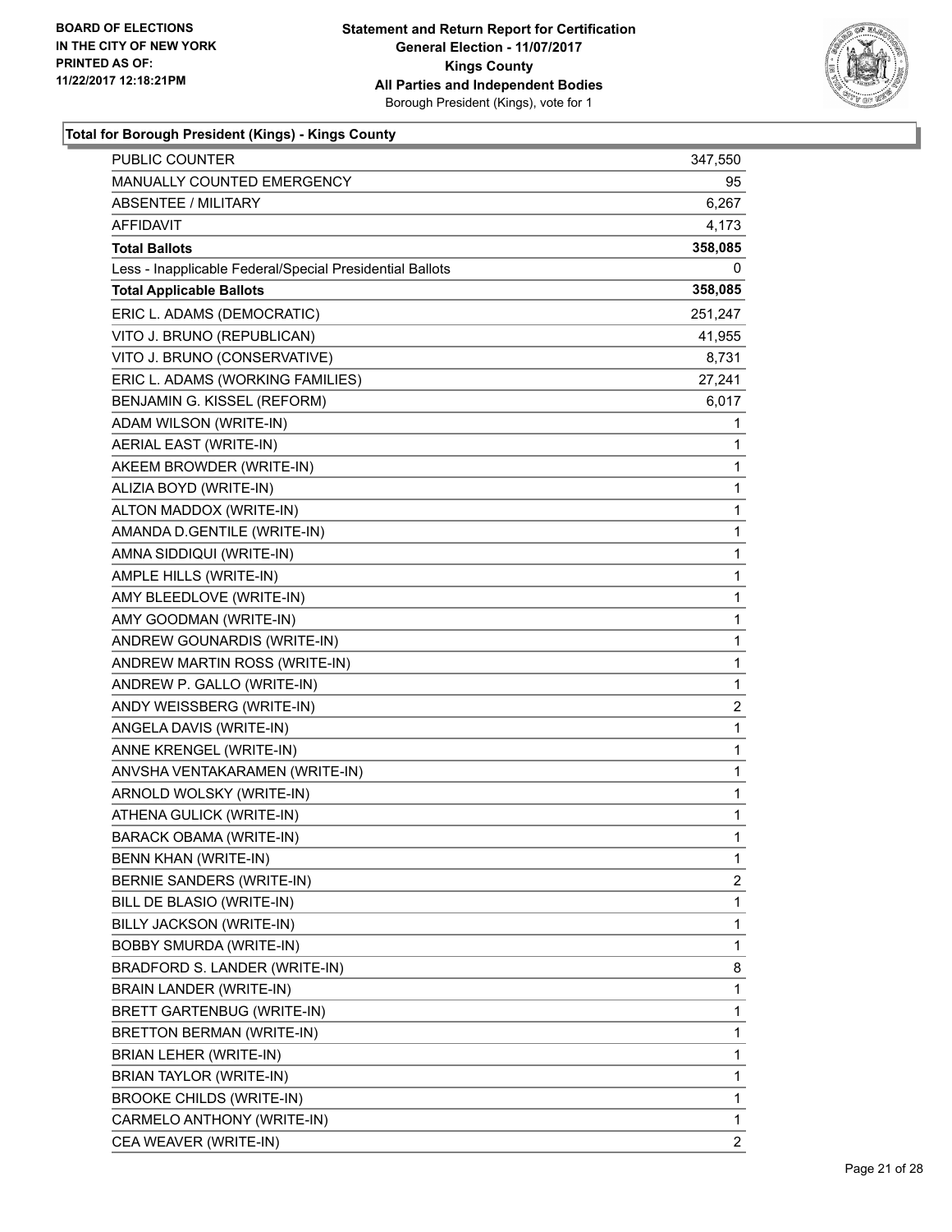**BOARD OF ELECTIONS IN THE CITY OF NEW YORK PRINTED AS OF: 11/22/2017 12:18:21PM**

**Statement and Return Report for Certification General Election - 11/07/2017 Kings County All Parties and Independent Bodies** Borough President (Kings), vote for 1

### Total for Borough President (Kings) - Kings County

| | |
|---|---|
| PUBLIC COUNTER | 347,550 |
| MANUALLY COUNTED EMERGENCY | 95 |
| ABSENTEE / MILITARY | 6,267 |
| AFFIDAVIT | 4,173 |
| **Total Ballots** | **358,085** |
| Less - Inapplicable Federal/Special Presidential Ballots | 0 |
| **Total Applicable Ballots** | **358,085** |
| ERIC L. ADAMS (DEMOCRATIC) | 251,247 |
| VITO J. BRUNO (REPUBLICAN) | 41,955 |
| VITO J. BRUNO (CONSERVATIVE) | 8,731 |
| ERIC L. ADAMS (WORKING FAMILIES) | 27,241 |
| BENJAMIN G. KISSEL (REFORM) | 6,017 |
| ADAM WILSON (WRITE-IN) | 1 |
| AERIAL EAST (WRITE-IN) | 1 |
| AKEEM BROWDER (WRITE-IN) | 1 |
| ALIZIA BOYD (WRITE-IN) | 1 |
| ALTON MADDOX (WRITE-IN) | 1 |
| AMANDA D.GENTILE (WRITE-IN) | 1 |
| AMNA SIDDIQUI (WRITE-IN) | 1 |
| AMPLE HILLS (WRITE-IN) | 1 |
| AMY BLEEDLOVE (WRITE-IN) | 1 |
| AMY GOODMAN (WRITE-IN) | 1 |
| ANDREW GOUNARDIS (WRITE-IN) | 1 |
| ANDREW MARTIN ROSS (WRITE-IN) | 1 |
| ANDREW P. GALLO (WRITE-IN) | 1 |
| ANDY WEISSBERG (WRITE-IN) | 2 |
| ANGELA DAVIS (WRITE-IN) | 1 |
| ANNE KRENGEL (WRITE-IN) | 1 |
| ANVSHA VENTAKARAMEN (WRITE-IN) | 1 |
| ARNOLD WOLSKY (WRITE-IN) | 1 |
| ATHENA GULICK (WRITE-IN) | 1 |
| BARACK OBAMA (WRITE-IN) | 1 |
| BENN KHAN (WRITE-IN) | 1 |
| BERNIE SANDERS (WRITE-IN) | 2 |
| BILL DE BLASIO (WRITE-IN) | 1 |
| BILLY JACKSON (WRITE-IN) | 1 |
| BOBBY SMURDA (WRITE-IN) | 1 |
| BRADFORD S. LANDER (WRITE-IN) | 8 |
| BRAIN LANDER (WRITE-IN) | 1 |
| BRETT GARTENBUG (WRITE-IN) | 1 |
| BRETTON BERMAN (WRITE-IN) | 1 |
| BRIAN LEHER (WRITE-IN) | 1 |
| BRIAN TAYLOR (WRITE-IN) | 1 |
| BROOKE CHILDS (WRITE-IN) | 1 |
| CARMELO ANTHONY (WRITE-IN) | 1 |
| CEA WEAVER (WRITE-IN) | 2 |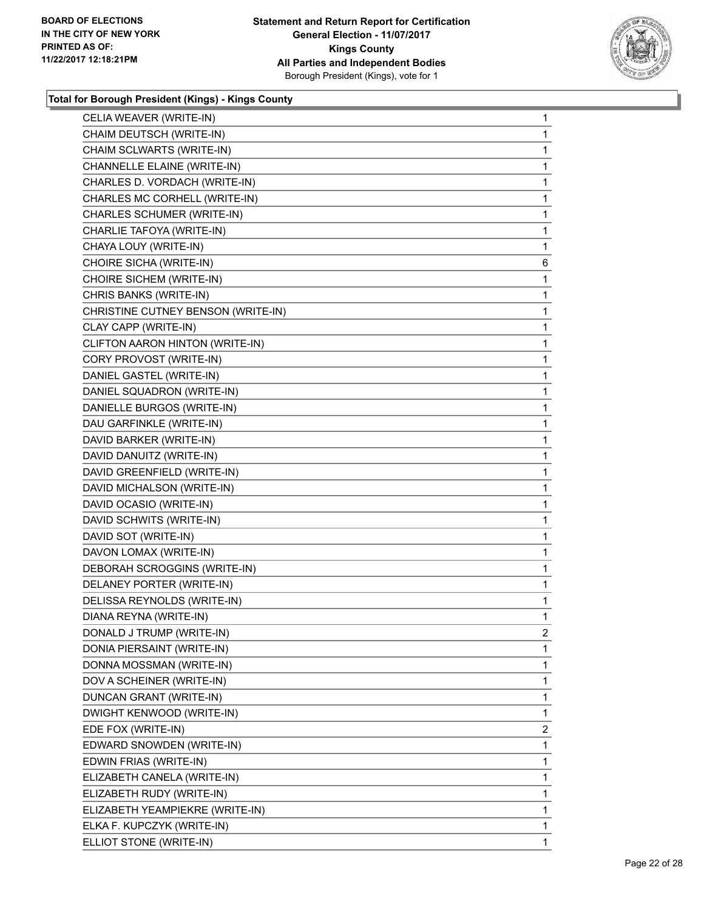BOARD OF ELECTIONS
IN THE CITY OF NEW YORK
PRINTED AS OF:
11/22/2017 12:18:21PM

**Statement and Return Report for Certification**
**General Election - 11/07/2017**
**Kings County**
**All Parties and Independent Bodies**
Borough President (Kings), vote for 1

### Total for Borough President (Kings) - Kings County

| | |
|---|---|
| CELIA WEAVER (WRITE-IN) | 1 |
| CHAIM DEUTSCH (WRITE-IN) | 1 |
| CHAIM SCLWARTS (WRITE-IN) | 1 |
| CHANNELLE ELAINE (WRITE-IN) | 1 |
| CHARLES D. VORDACH (WRITE-IN) | 1 |
| CHARLES MC CORHELL (WRITE-IN) | 1 |
| CHARLES SCHUMER (WRITE-IN) | 1 |
| CHARLIE TAFOYA (WRITE-IN) | 1 |
| CHAYA LOUY (WRITE-IN) | 1 |
| CHOIRE SICHA (WRITE-IN) | 6 |
| CHOIRE SICHEM (WRITE-IN) | 1 |
| CHRIS BANKS (WRITE-IN) | 1 |
| CHRISTINE CUTNEY BENSON (WRITE-IN) | 1 |
| CLAY CAPP (WRITE-IN) | 1 |
| CLIFTON AARON HINTON (WRITE-IN) | 1 |
| CORY PROVOST (WRITE-IN) | 1 |
| DANIEL GASTEL (WRITE-IN) | 1 |
| DANIEL SQUADRON (WRITE-IN) | 1 |
| DANIELLE BURGOS (WRITE-IN) | 1 |
| DAU GARFINKLE (WRITE-IN) | 1 |
| DAVID BARKER (WRITE-IN) | 1 |
| DAVID DANUITZ (WRITE-IN) | 1 |
| DAVID GREENFIELD (WRITE-IN) | 1 |
| DAVID MICHALSON (WRITE-IN) | 1 |
| DAVID OCASIO (WRITE-IN) | 1 |
| DAVID SCHWITS (WRITE-IN) | 1 |
| DAVID SOT (WRITE-IN) | 1 |
| DAVON LOMAX (WRITE-IN) | 1 |
| DEBORAH SCROGGINS (WRITE-IN) | 1 |
| DELANEY PORTER (WRITE-IN) | 1 |
| DELISSA REYNOLDS (WRITE-IN) | 1 |
| DIANA REYNA (WRITE-IN) | 1 |
| DONALD J TRUMP (WRITE-IN) | 2 |
| DONIA PIERSAINT (WRITE-IN) | 1 |
| DONNA MOSSMAN (WRITE-IN) | 1 |
| DOV A SCHEINER (WRITE-IN) | 1 |
| DUNCAN GRANT (WRITE-IN) | 1 |
| DWIGHT KENWOOD (WRITE-IN) | 1 |
| EDE FOX (WRITE-IN) | 2 |
| EDWARD SNOWDEN (WRITE-IN) | 1 |
| EDWIN FRIAS (WRITE-IN) | 1 |
| ELIZABETH CANELA (WRITE-IN) | 1 |
| ELIZABETH RUDY (WRITE-IN) | 1 |
| ELIZABETH YEAMPIEKRE (WRITE-IN) | 1 |
| ELKA F. KUPCZYK (WRITE-IN) | 1 |
| ELLIOT STONE (WRITE-IN) | 1 |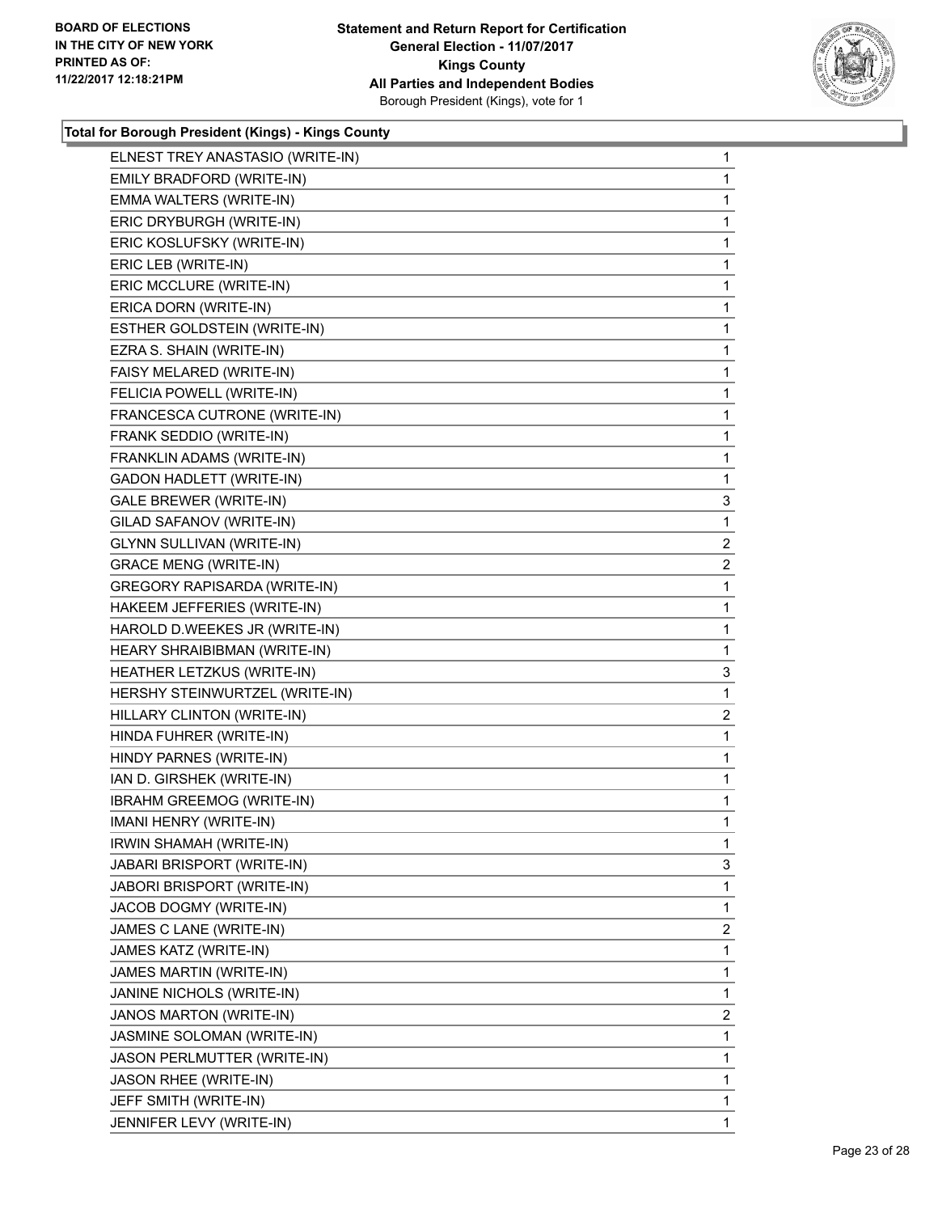**BOARD OF ELECTIONS IN THE CITY OF NEW YORK PRINTED AS OF: 11/22/2017 12:18:21PM**

**Statement and Return Report for Certification**
**General Election - 11/07/2017**
**Kings County**
**All Parties and Independent Bodies**
Borough President (Kings), vote for 1

**Total for Borough President (Kings) - Kings County**

| | |
|---|---|
| ELNEST TREY ANASTASIO (WRITE-IN) | 1 |
| EMILY BRADFORD (WRITE-IN) | 1 |
| EMMA WALTERS (WRITE-IN) | 1 |
| ERIC DRYBURGH (WRITE-IN) | 1 |
| ERIC KOSLUFSKY (WRITE-IN) | 1 |
| ERIC LEB (WRITE-IN) | 1 |
| ERIC MCCLURE (WRITE-IN) | 1 |
| ERICA DORN (WRITE-IN) | 1 |
| ESTHER GOLDSTEIN (WRITE-IN) | 1 |
| EZRA S. SHAIN (WRITE-IN) | 1 |
| FAISY MELARED (WRITE-IN) | 1 |
| FELICIA POWELL (WRITE-IN) | 1 |
| FRANCESCA CUTRONE (WRITE-IN) | 1 |
| FRANK SEDDIO (WRITE-IN) | 1 |
| FRANKLIN ADAMS (WRITE-IN) | 1 |
| GADON HADLETT (WRITE-IN) | 1 |
| GALE BREWER (WRITE-IN) | 3 |
| GILAD SAFANOV (WRITE-IN) | 1 |
| GLYNN SULLIVAN (WRITE-IN) | 2 |
| GRACE MENG (WRITE-IN) | 2 |
| GREGORY RAPISARDA (WRITE-IN) | 1 |
| HAKEEM JEFFERIES (WRITE-IN) | 1 |
| HAROLD D.WEEKES JR (WRITE-IN) | 1 |
| HEARY SHRAIBIBMAN (WRITE-IN) | 1 |
| HEATHER LETZKUS (WRITE-IN) | 3 |
| HERSHY STEINWURTZEL (WRITE-IN) | 1 |
| HILLARY CLINTON (WRITE-IN) | 2 |
| HINDA FUHRER (WRITE-IN) | 1 |
| HINDY PARNES (WRITE-IN) | 1 |
| IAN D. GIRSHEK (WRITE-IN) | 1 |
| IBRAHM GREEMOG (WRITE-IN) | 1 |
| IMANI HENRY (WRITE-IN) | 1 |
| IRWIN SHAMAH (WRITE-IN) | 1 |
| JABARI BRISPORT (WRITE-IN) | 3 |
| JABORI BRISPORT (WRITE-IN) | 1 |
| JACOB DOGMY (WRITE-IN) | 1 |
| JAMES C LANE (WRITE-IN) | 2 |
| JAMES KATZ (WRITE-IN) | 1 |
| JAMES MARTIN (WRITE-IN) | 1 |
| JANINE NICHOLS (WRITE-IN) | 1 |
| JANOS MARTON (WRITE-IN) | 2 |
| JASMINE SOLOMAN (WRITE-IN) | 1 |
| JASON PERLMUTTER (WRITE-IN) | 1 |
| JASON RHEE (WRITE-IN) | 1 |
| JEFF SMITH (WRITE-IN) | 1 |
| JENNIFER LEVY (WRITE-IN) | 1 |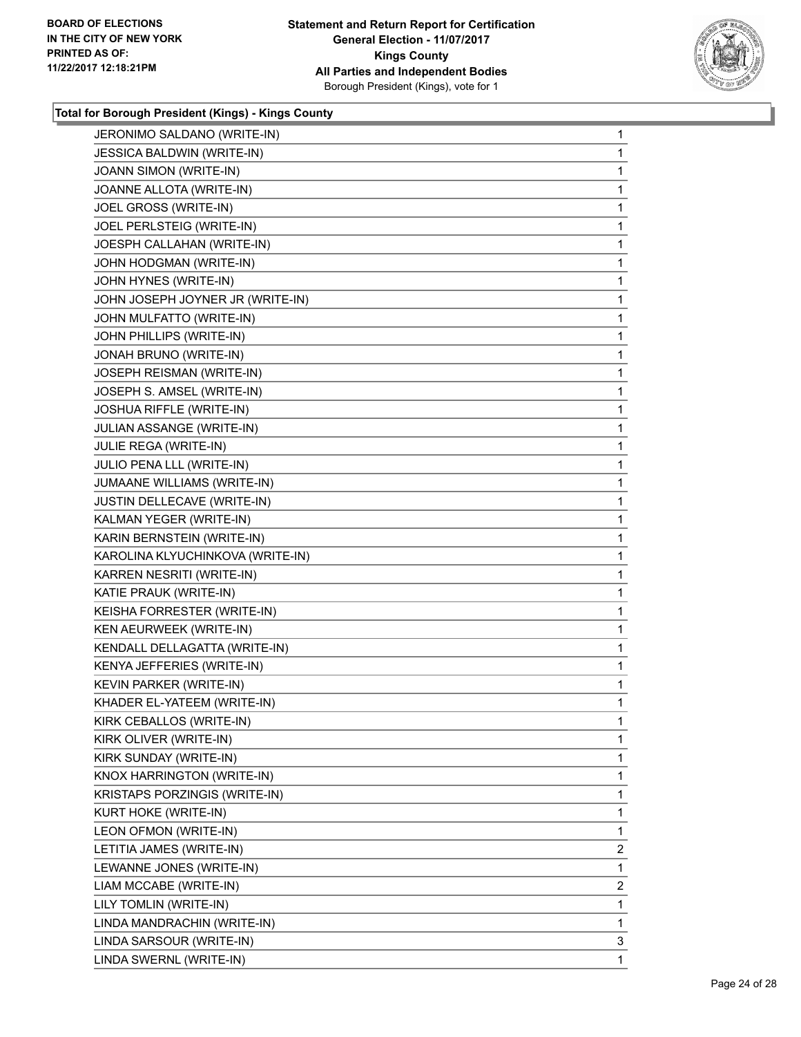BOARD OF ELECTIONS
IN THE CITY OF NEW YORK
PRINTED AS OF:
11/22/2017 12:18:21PM

**Statement and Return Report for Certification**
**General Election - 11/07/2017**
**Kings County**
**All Parties and Independent Bodies**
Borough President (Kings), vote for 1

### Total for Borough President (Kings) - Kings County

| | |
|---|---|
| JERONIMO SALDANO (WRITE-IN) | 1 |
| JESSICA BALDWIN (WRITE-IN) | 1 |
| JOANN SIMON (WRITE-IN) | 1 |
| JOANNE ALLOTA (WRITE-IN) | 1 |
| JOEL GROSS (WRITE-IN) | 1 |
| JOEL PERLSTEIG (WRITE-IN) | 1 |
| JOESPH CALLAHAN (WRITE-IN) | 1 |
| JOHN HODGMAN (WRITE-IN) | 1 |
| JOHN HYNES (WRITE-IN) | 1 |
| JOHN JOSEPH JOYNER JR (WRITE-IN) | 1 |
| JOHN MULFATTO (WRITE-IN) | 1 |
| JOHN PHILLIPS (WRITE-IN) | 1 |
| JONAH BRUNO (WRITE-IN) | 1 |
| JOSEPH REISMAN (WRITE-IN) | 1 |
| JOSEPH S. AMSEL (WRITE-IN) | 1 |
| JOSHUA RIFFLE (WRITE-IN) | 1 |
| JULIAN ASSANGE (WRITE-IN) | 1 |
| JULIE REGA (WRITE-IN) | 1 |
| JULIO PENA LLL (WRITE-IN) | 1 |
| JUMAANE WILLIAMS (WRITE-IN) | 1 |
| JUSTIN DELLECAVE (WRITE-IN) | 1 |
| KALMAN YEGER (WRITE-IN) | 1 |
| KARIN BERNSTEIN (WRITE-IN) | 1 |
| KAROLINA KLYUCHINKOVA (WRITE-IN) | 1 |
| KARREN NESRITI (WRITE-IN) | 1 |
| KATIE PRAUK (WRITE-IN) | 1 |
| KEISHA FORRESTER (WRITE-IN) | 1 |
| KEN AEURWEEK (WRITE-IN) | 1 |
| KENDALL DELLAGATTA (WRITE-IN) | 1 |
| KENYA JEFFERIES (WRITE-IN) | 1 |
| KEVIN PARKER (WRITE-IN) | 1 |
| KHADER EL-YATEEM (WRITE-IN) | 1 |
| KIRK CEBALLOS (WRITE-IN) | 1 |
| KIRK OLIVER (WRITE-IN) | 1 |
| KIRK SUNDAY (WRITE-IN) | 1 |
| KNOX HARRINGTON (WRITE-IN) | 1 |
| KRISTAPS PORZINGIS (WRITE-IN) | 1 |
| KURT HOKE (WRITE-IN) | 1 |
| LEON OFMON (WRITE-IN) | 1 |
| LETITIA JAMES (WRITE-IN) | 2 |
| LEWANNE JONES (WRITE-IN) | 1 |
| LIAM MCCABE (WRITE-IN) | 2 |
| LILY TOMLIN (WRITE-IN) | 1 |
| LINDA MANDRACHIN (WRITE-IN) | 1 |
| LINDA SARSOUR (WRITE-IN) | 3 |
| LINDA SWERNL (WRITE-IN) | 1 |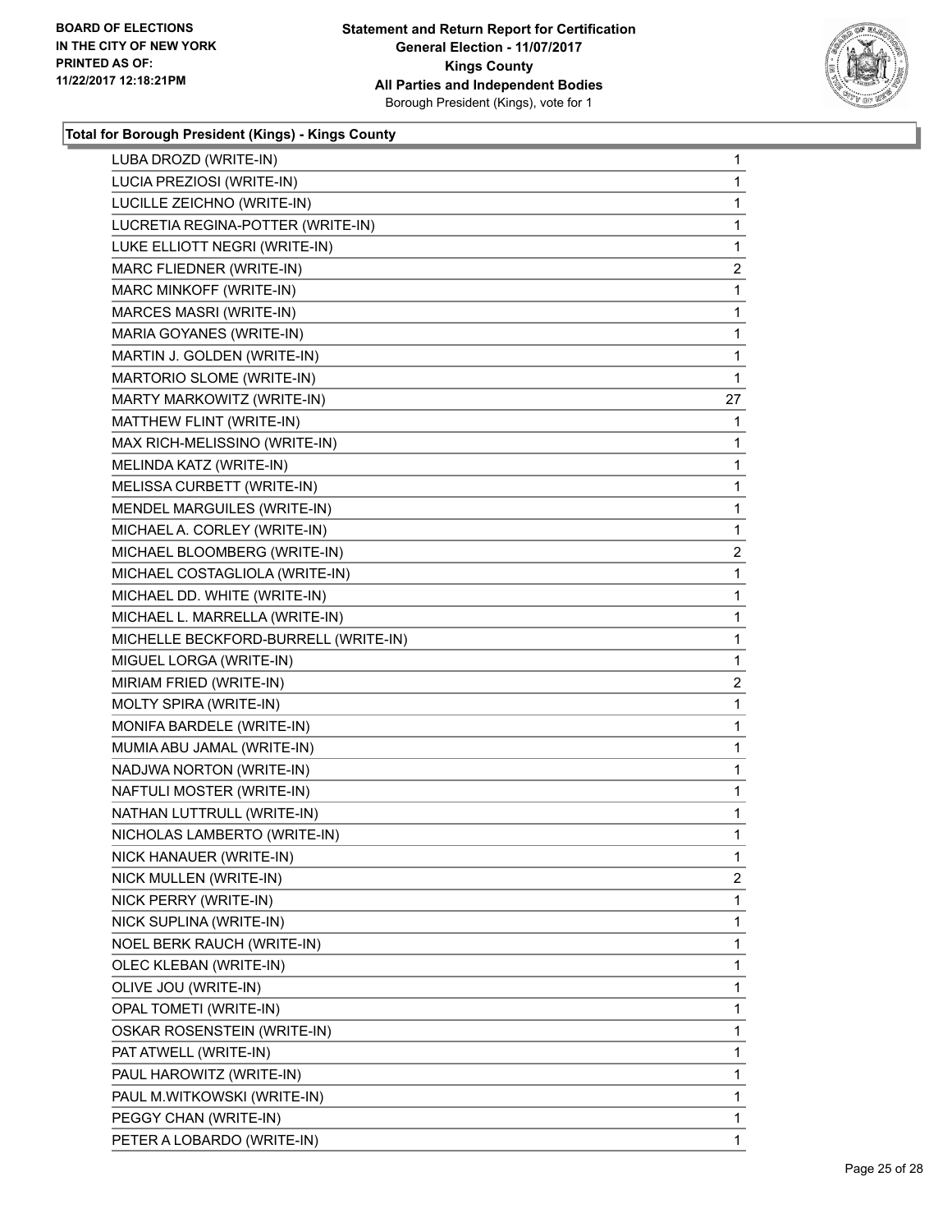**BOARD OF ELECTIONS IN THE CITY OF NEW YORK PRINTED AS OF: 11/22/2017 12:18:21PM**

**Statement and Return Report for Certification**
**General Election - 11/07/2017**
**Kings County**
**All Parties and Independent Bodies**
Borough President (Kings), vote for 1

### Total for Borough President (Kings) - Kings County

| Candidate | Votes |
|---|---|
| LUBA DROZD (WRITE-IN) | 1 |
| LUCIA PREZIOSI (WRITE-IN) | 1 |
| LUCILLE ZEICHNO (WRITE-IN) | 1 |
| LUCRETIA REGINA-POTTER (WRITE-IN) | 1 |
| LUKE ELLIOTT NEGRI (WRITE-IN) | 1 |
| MARC FLIEDNER (WRITE-IN) | 2 |
| MARC MINKOFF (WRITE-IN) | 1 |
| MARCES MASRI (WRITE-IN) | 1 |
| MARIA GOYANES (WRITE-IN) | 1 |
| MARTIN J. GOLDEN (WRITE-IN) | 1 |
| MARTORIO SLOME (WRITE-IN) | 1 |
| MARTY MARKOWITZ (WRITE-IN) | 27 |
| MATTHEW FLINT (WRITE-IN) | 1 |
| MAX RICH-MELISSINO (WRITE-IN) | 1 |
| MELINDA KATZ (WRITE-IN) | 1 |
| MELISSA CURBETT (WRITE-IN) | 1 |
| MENDEL MARGUILES (WRITE-IN) | 1 |
| MICHAEL A. CORLEY (WRITE-IN) | 1 |
| MICHAEL BLOOMBERG (WRITE-IN) | 2 |
| MICHAEL COSTAGLIOLA (WRITE-IN) | 1 |
| MICHAEL DD. WHITE (WRITE-IN) | 1 |
| MICHAEL L. MARRELLA (WRITE-IN) | 1 |
| MICHELLE BECKFORD-BURRELL (WRITE-IN) | 1 |
| MIGUEL LORGA (WRITE-IN) | 1 |
| MIRIAM FRIED (WRITE-IN) | 2 |
| MOLTY SPIRA (WRITE-IN) | 1 |
| MONIFA BARDELE (WRITE-IN) | 1 |
| MUMIA ABU JAMAL (WRITE-IN) | 1 |
| NADJWA NORTON (WRITE-IN) | 1 |
| NAFTULI MOSTER (WRITE-IN) | 1 |
| NATHAN LUTTRULL (WRITE-IN) | 1 |
| NICHOLAS LAMBERTO (WRITE-IN) | 1 |
| NICK HANAUER (WRITE-IN) | 1 |
| NICK MULLEN (WRITE-IN) | 2 |
| NICK PERRY (WRITE-IN) | 1 |
| NICK SUPLINA (WRITE-IN) | 1 |
| NOEL BERK RAUCH (WRITE-IN) | 1 |
| OLEC KLEBAN (WRITE-IN) | 1 |
| OLIVE JOU (WRITE-IN) | 1 |
| OPAL TOMETI (WRITE-IN) | 1 |
| OSKAR ROSENSTEIN (WRITE-IN) | 1 |
| PAT ATWELL (WRITE-IN) | 1 |
| PAUL HAROWITZ (WRITE-IN) | 1 |
| PAUL M.WITKOWSKI (WRITE-IN) | 1 |
| PEGGY CHAN (WRITE-IN) | 1 |
| PETER A LOBARDO (WRITE-IN) | 1 |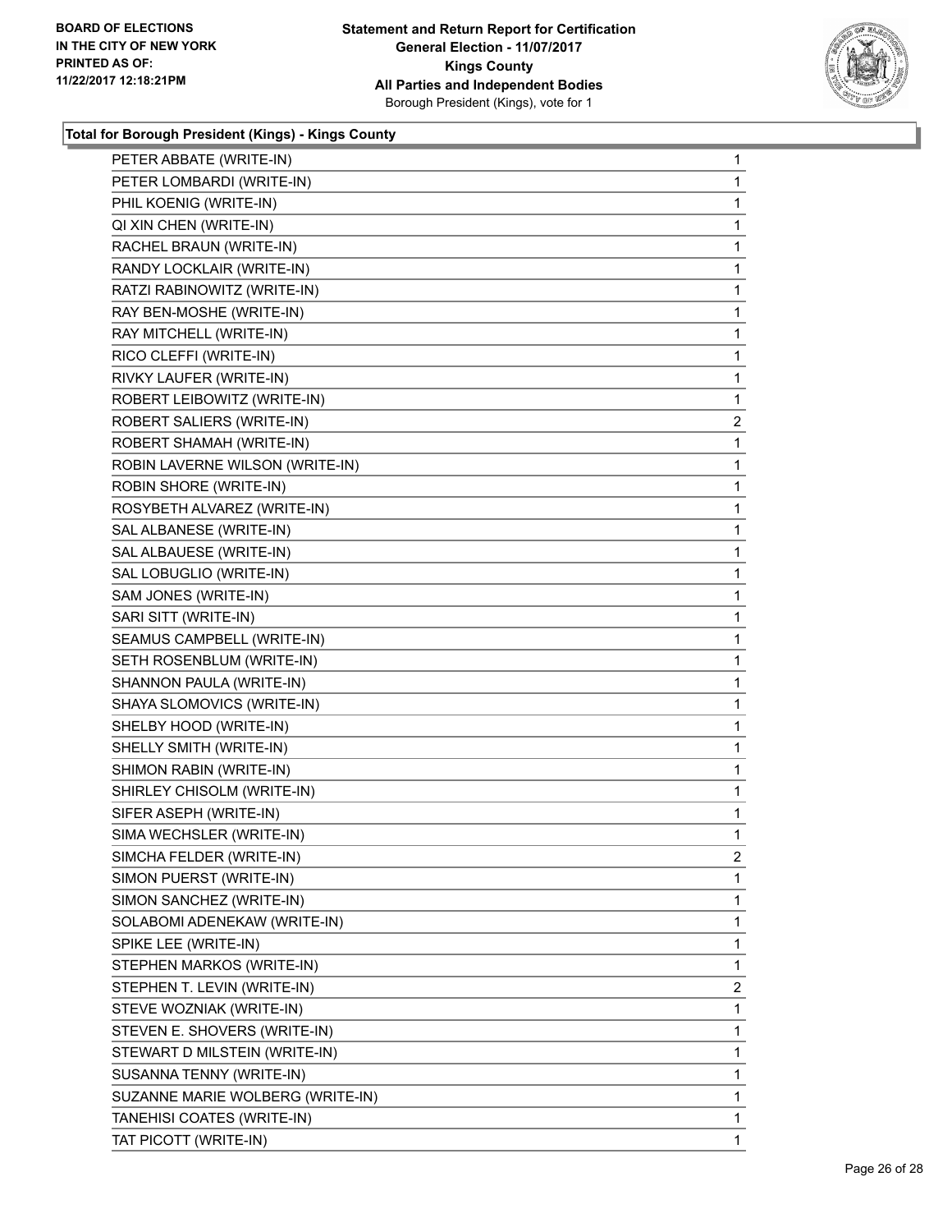**BOARD OF ELECTIONS IN THE CITY OF NEW YORK PRINTED AS OF: 11/22/2017 12:18:21PM**

**Statement and Return Report for Certification General Election - 11/07/2017 Kings County All Parties and Independent Bodies**
Borough President (Kings), vote for 1

### Total for Borough President (Kings) - Kings County

| Candidate | Votes |
|---|---|
| PETER ABBATE (WRITE-IN) | 1 |
| PETER LOMBARDI (WRITE-IN) | 1 |
| PHIL KOENIG (WRITE-IN) | 1 |
| QI XIN CHEN (WRITE-IN) | 1 |
| RACHEL BRAUN (WRITE-IN) | 1 |
| RANDY LOCKLAIR (WRITE-IN) | 1 |
| RATZI RABINOWITZ (WRITE-IN) | 1 |
| RAY BEN-MOSHE (WRITE-IN) | 1 |
| RAY MITCHELL (WRITE-IN) | 1 |
| RICO CLEFFI (WRITE-IN) | 1 |
| RIVKY LAUFER (WRITE-IN) | 1 |
| ROBERT LEIBOWITZ (WRITE-IN) | 1 |
| ROBERT SALIERS (WRITE-IN) | 2 |
| ROBERT SHAMAH (WRITE-IN) | 1 |
| ROBIN LAVERNE WILSON (WRITE-IN) | 1 |
| ROBIN SHORE (WRITE-IN) | 1 |
| ROSYBETH ALVAREZ (WRITE-IN) | 1 |
| SAL ALBANESE (WRITE-IN) | 1 |
| SAL ALBAUESE (WRITE-IN) | 1 |
| SAL LOBUGLIO (WRITE-IN) | 1 |
| SAM JONES (WRITE-IN) | 1 |
| SARI SITT (WRITE-IN) | 1 |
| SEAMUS CAMPBELL (WRITE-IN) | 1 |
| SETH ROSENBLUM (WRITE-IN) | 1 |
| SHANNON PAULA (WRITE-IN) | 1 |
| SHAYA SLOMOVICS (WRITE-IN) | 1 |
| SHELBY HOOD (WRITE-IN) | 1 |
| SHELLY SMITH (WRITE-IN) | 1 |
| SHIMON RABIN (WRITE-IN) | 1 |
| SHIRLEY CHISOLM (WRITE-IN) | 1 |
| SIFER ASEPH (WRITE-IN) | 1 |
| SIMA WECHSLER (WRITE-IN) | 1 |
| SIMCHA FELDER (WRITE-IN) | 2 |
| SIMON PUERST (WRITE-IN) | 1 |
| SIMON SANCHEZ (WRITE-IN) | 1 |
| SOLABOMI ADENEKAW (WRITE-IN) | 1 |
| SPIKE LEE (WRITE-IN) | 1 |
| STEPHEN MARKOS (WRITE-IN) | 1 |
| STEPHEN T. LEVIN (WRITE-IN) | 2 |
| STEVE WOZNIAK (WRITE-IN) | 1 |
| STEVEN E. SHOVERS (WRITE-IN) | 1 |
| STEWART D MILSTEIN (WRITE-IN) | 1 |
| SUSANNA TENNY (WRITE-IN) | 1 |
| SUZANNE MARIE WOLBERG (WRITE-IN) | 1 |
| TANEHISI COATES (WRITE-IN) | 1 |
| TAT PICOTT (WRITE-IN) | 1 |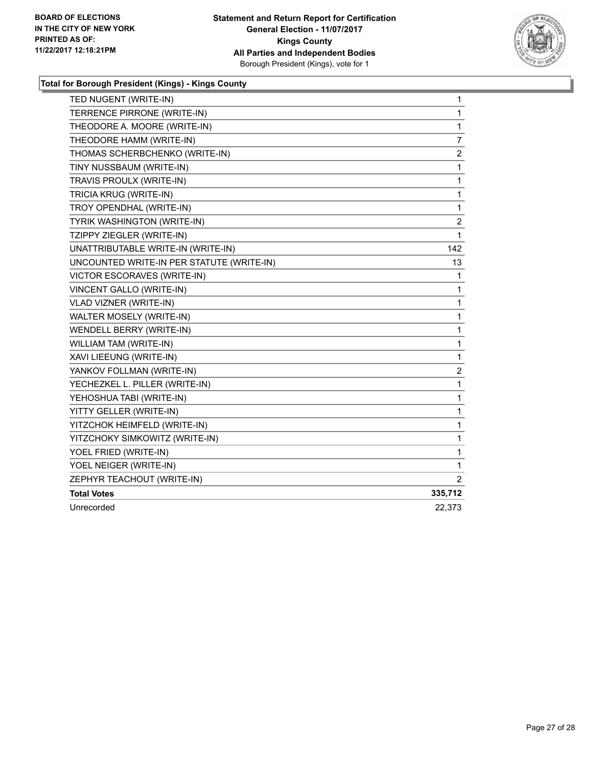BOARD OF ELECTIONS
IN THE CITY OF NEW YORK
PRINTED AS OF:
11/22/2017 12:18:21PM

**Statement and Return Report for Certification**
**General Election - 11/07/2017**
**Kings County**
**All Parties and Independent Bodies**
Borough President (Kings), vote for 1

**Total for Borough President (Kings) - Kings County**

| | |
|---|---|
| TED NUGENT (WRITE-IN) | 1 |
| TERRENCE PIRRONE (WRITE-IN) | 1 |
| THEODORE A. MOORE (WRITE-IN) | 1 |
| THEODORE HAMM (WRITE-IN) | 7 |
| THOMAS SCHERBCHENKO (WRITE-IN) | 2 |
| TINY NUSSBAUM (WRITE-IN) | 1 |
| TRAVIS PROULX (WRITE-IN) | 1 |
| TRICIA KRUG (WRITE-IN) | 1 |
| TROY OPENDHAL (WRITE-IN) | 1 |
| TYRIK WASHINGTON (WRITE-IN) | 2 |
| TZIPPY ZIEGLER (WRITE-IN) | 1 |
| UNATTRIBUTABLE WRITE-IN (WRITE-IN) | 142 |
| UNCOUNTED WRITE-IN PER STATUTE (WRITE-IN) | 13 |
| VICTOR ESCORAVES (WRITE-IN) | 1 |
| VINCENT GALLO (WRITE-IN) | 1 |
| VLAD VIZNER (WRITE-IN) | 1 |
| WALTER MOSELY (WRITE-IN) | 1 |
| WENDELL BERRY (WRITE-IN) | 1 |
| WILLIAM TAM (WRITE-IN) | 1 |
| XAVI LIEEUNG (WRITE-IN) | 1 |
| YANKOV FOLLMAN (WRITE-IN) | 2 |
| YECHEZKEL L. PILLER (WRITE-IN) | 1 |
| YEHOSHUA TABI (WRITE-IN) | 1 |
| YITTY GELLER (WRITE-IN) | 1 |
| YITZCHOK HEIMFELD (WRITE-IN) | 1 |
| YITZCHOKY SIMKOWITZ (WRITE-IN) | 1 |
| YOEL FRIED (WRITE-IN) | 1 |
| YOEL NEIGER (WRITE-IN) | 1 |
| ZEPHYR TEACHOUT (WRITE-IN) | 2 |
| **Total Votes** | **335,712** |
| Unrecorded | 22,373 |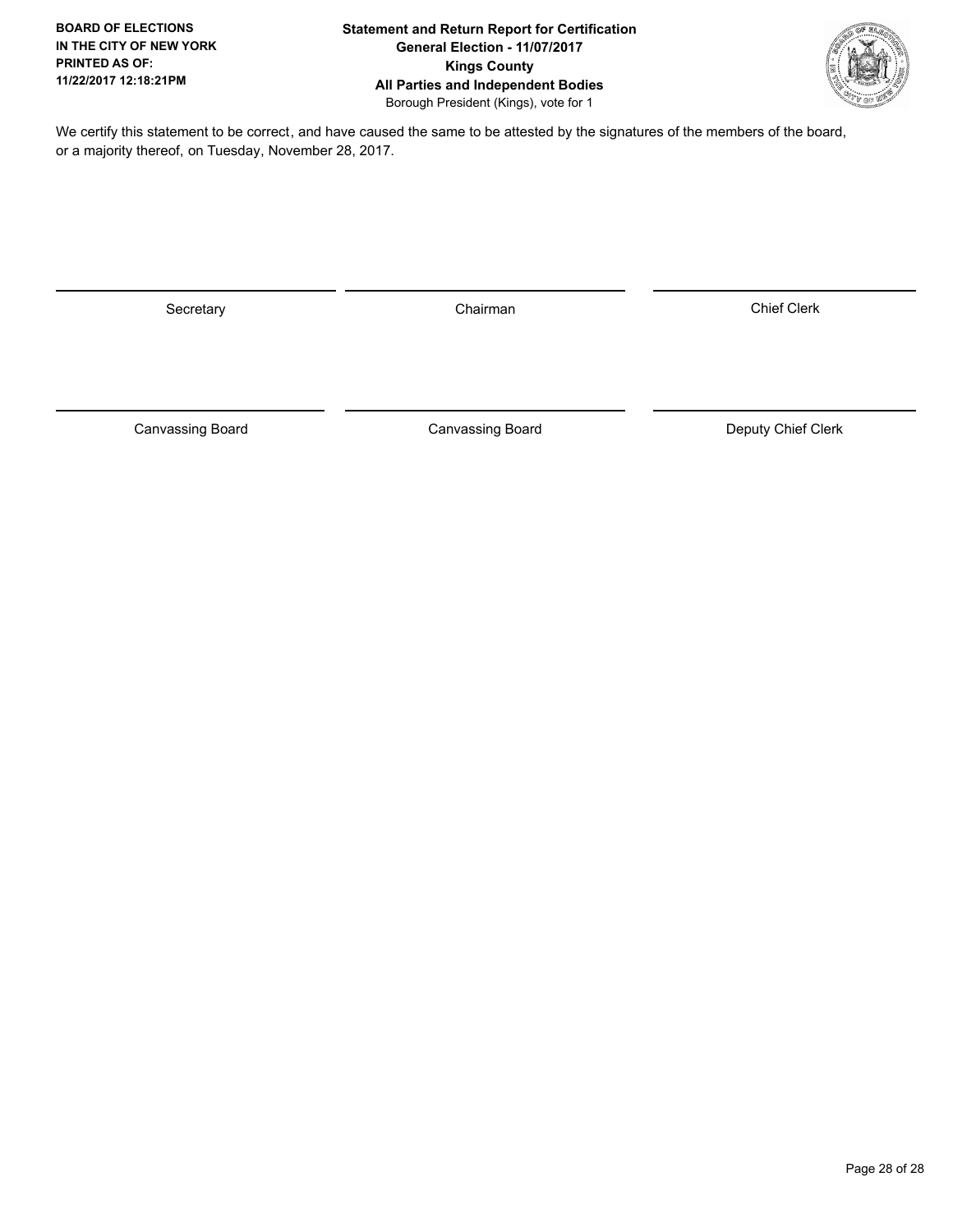We certify this statement to be correct, and have caused the same to be attested by the signatures of the members of the board, or a majority thereof, on Tuesday, November 28, 2017.

| | | |
|---|---|---|
| Secretary | Chairman | Chief Clerk |
| Canvassing Board | Canvassing Board | Deputy Chief Clerk |